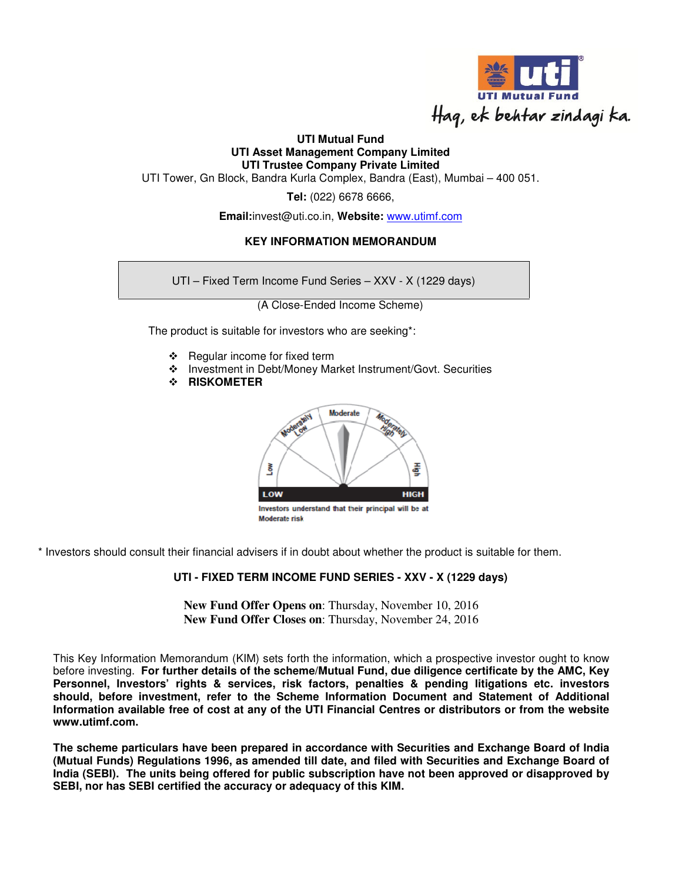UTI Mutual Fund

Haq, ek behtar zindagi ka.

**UTI Mutual Fund**
**UTI Asset Management Company Limited**
**UTI Trustee Company Private Limited**
UTI Tower, Gn Block, Bandra Kurla Complex, Bandra (East), Mumbai – 400 051.

**Tel:** (022) 6678 6666,

**Email:**invest@uti.co.in, **Website:** www.utimf.com

## KEY INFORMATION MEMORANDUM

UTI – Fixed Term Income Fund Series – XXV - X (1229 days)

(A Close-Ended Income Scheme)

The product is suitable for investors who are seeking*:

- Regular income for fixed term
- Investment in Debt/Money Market Instrument/Govt. Securities
- **RISKOMETER**

Low | Moderately Low | Moderate | Moderately High | High

LOW — HIGH

Investors understand that their principal will be at Moderate risk

\* Investors should consult their financial advisers if in doubt about whether the product is suitable for them.

**UTI - FIXED TERM INCOME FUND SERIES - XXV - X (1229 days)**

**New Fund Offer Opens on**: Thursday, November 10, 2016
**New Fund Offer Closes on**: Thursday, November 24, 2016

This Key Information Memorandum (KIM) sets forth the information, which a prospective investor ought to know before investing. **For further details of the scheme/Mutual Fund, due diligence certificate by the AMC, Key Personnel, Investors' rights & services, risk factors, penalties & pending litigations etc. investors should, before investment, refer to the Scheme Information Document and Statement of Additional Information available free of cost at any of the UTI Financial Centres or distributors or from the website www.utimf.com.**

**The scheme particulars have been prepared in accordance with Securities and Exchange Board of India (Mutual Funds) Regulations 1996, as amended till date, and filed with Securities and Exchange Board of India (SEBI). The units being offered for public subscription have not been approved or disapproved by SEBI, nor has SEBI certified the accuracy or adequacy of this KIM.**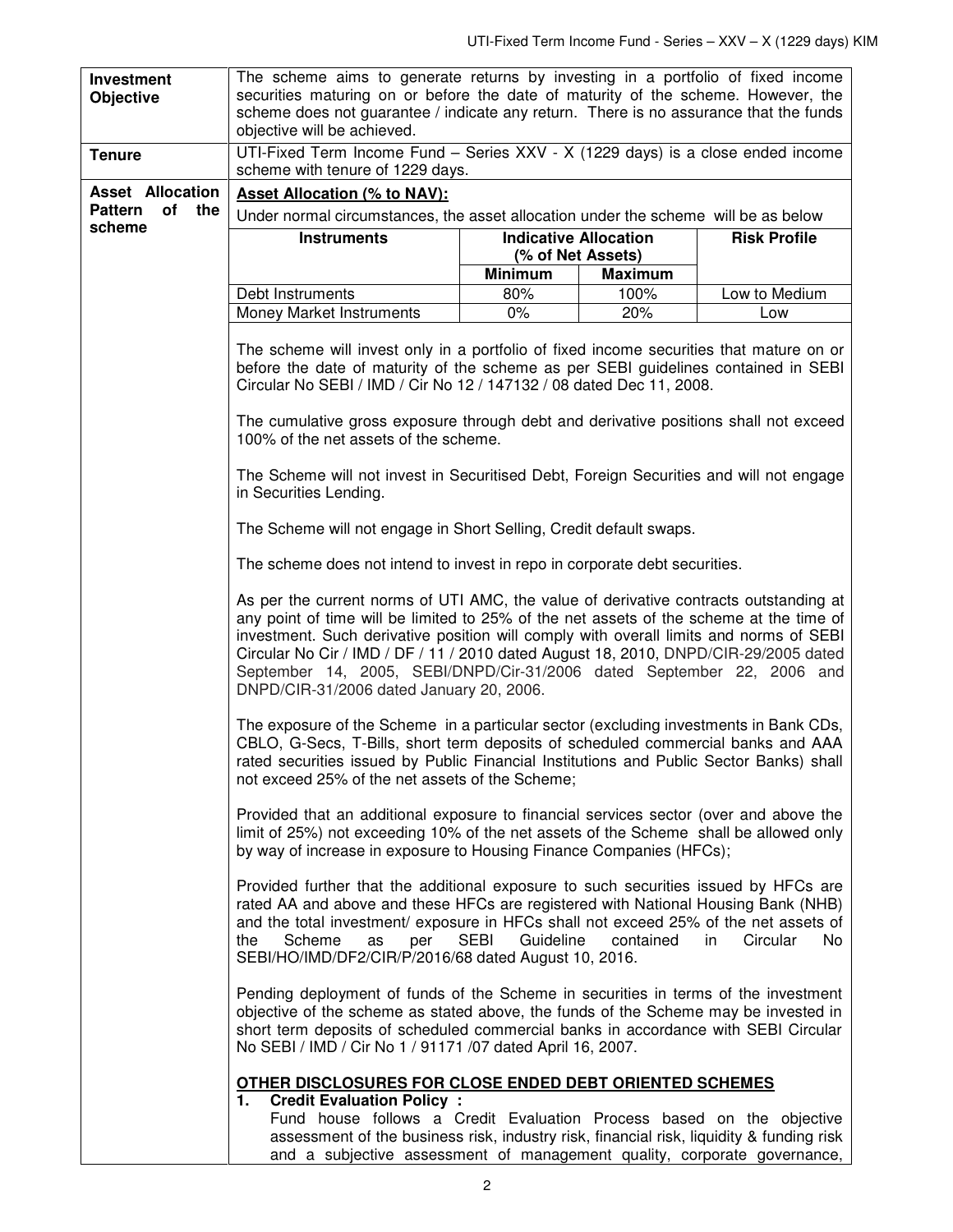| | |
|---|---|
| **Investment Objective** | The scheme aims to generate returns by investing in a portfolio of fixed income securities maturing on or before the date of maturity of the scheme. However, the scheme does not guarantee / indicate any return. There is no assurance that the funds objective will be achieved. |
| **Tenure** | UTI-Fixed Term Income Fund – Series XXV - X (1229 days) is a close ended income scheme with tenure of 1229 days. |
| **Asset Allocation Pattern of the scheme** | See below |

**Asset Allocation (% to NAV):**

Under normal circumstances, the asset allocation under the scheme will be as below

| Instruments | Indicative Allocation (% of Net Assets) | | Risk Profile |
|---|---|---|---|
| | Minimum | Maximum | |
| Debt Instruments | 80% | 100% | Low to Medium |
| Money Market Instruments | 0% | 20% | Low |

The scheme will invest only in a portfolio of fixed income securities that mature on or before the date of maturity of the scheme as per SEBI guidelines contained in SEBI Circular No SEBI / IMD / Cir No 12 / 147132 / 08 dated Dec 11, 2008.

The cumulative gross exposure through debt and derivative positions shall not exceed 100% of the net assets of the scheme.

The Scheme will not invest in Securitised Debt, Foreign Securities and will not engage in Securities Lending.

The Scheme will not engage in Short Selling, Credit default swaps.

The scheme does not intend to invest in repo in corporate debt securities.

As per the current norms of UTI AMC, the value of derivative contracts outstanding at any point of time will be limited to 25% of the net assets of the scheme at the time of investment. Such derivative position will comply with overall limits and norms of SEBI Circular No Cir / IMD / DF / 11 / 2010 dated August 18, 2010, DNPD/CIR-29/2005 dated September 14, 2005, SEBI/DNPD/Cir-31/2006 dated September 22, 2006 and DNPD/CIR-31/2006 dated January 20, 2006.

The exposure of the Scheme in a particular sector (excluding investments in Bank CDs, CBLO, G-Secs, T-Bills, short term deposits of scheduled commercial banks and AAA rated securities issued by Public Financial Institutions and Public Sector Banks) shall not exceed 25% of the net assets of the Scheme;

Provided that an additional exposure to financial services sector (over and above the limit of 25%) not exceeding 10% of the net assets of the Scheme shall be allowed only by way of increase in exposure to Housing Finance Companies (HFCs);

Provided further that the additional exposure to such securities issued by HFCs are rated AA and above and these HFCs are registered with National Housing Bank (NHB) and the total investment/ exposure in HFCs shall not exceed 25% of the net assets of the Scheme as per SEBI Guideline contained in Circular No SEBI/HO/IMD/DF2/CIR/P/2016/68 dated August 10, 2016.

Pending deployment of funds of the Scheme in securities in terms of the investment objective of the scheme as stated above, the funds of the Scheme may be invested in short term deposits of scheduled commercial banks in accordance with SEBI Circular No SEBI / IMD / Cir No 1 / 91171 /07 dated April 16, 2007.

**OTHER DISCLOSURES FOR CLOSE ENDED DEBT ORIENTED SCHEMES**

1. **Credit Evaluation Policy :**
   Fund house follows a Credit Evaluation Process based on the objective assessment of the business risk, industry risk, financial risk, liquidity & funding risk and a subjective assessment of management quality, corporate governance,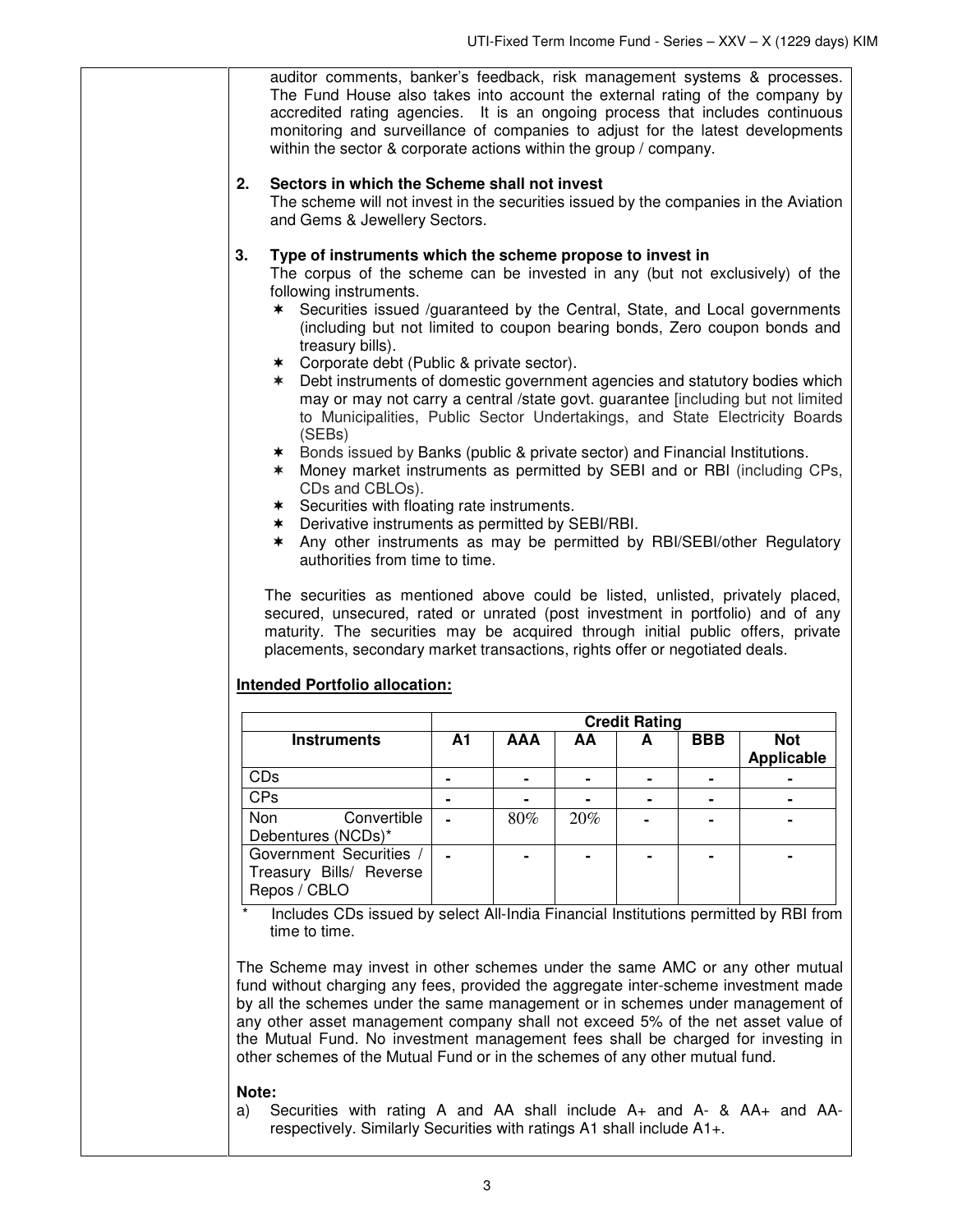auditor comments, banker's feedback, risk management systems & processes. The Fund House also takes into account the external rating of the company by accredited rating agencies. It is an ongoing process that includes continuous monitoring and surveillance of companies to adjust for the latest developments within the sector & corporate actions within the group / company.

**2. Sectors in which the Scheme shall not invest**

The scheme will not invest in the securities issued by the companies in the Aviation and Gems & Jewellery Sectors.

**3. Type of instruments which the scheme propose to invest in**

The corpus of the scheme can be invested in any (but not exclusively) of the following instruments.

- Securities issued /guaranteed by the Central, State, and Local governments (including but not limited to coupon bearing bonds, Zero coupon bonds and treasury bills).
- Corporate debt (Public & private sector).
- Debt instruments of domestic government agencies and statutory bodies which may or may not carry a central /state govt. guarantee [including but not limited to Municipalities, Public Sector Undertakings, and State Electricity Boards (SEBs)
- Bonds issued by Banks (public & private sector) and Financial Institutions.
- Money market instruments as permitted by SEBI and or RBI (including CPs, CDs and CBLOs).
- Securities with floating rate instruments.
- Derivative instruments as permitted by SEBI/RBI.
- Any other instruments as may be permitted by RBI/SEBI/other Regulatory authorities from time to time.

The securities as mentioned above could be listed, unlisted, privately placed, secured, unsecured, rated or unrated (post investment in portfolio) and of any maturity. The securities may be acquired through initial public offers, private placements, secondary market transactions, rights offer or negotiated deals.

**Intended Portfolio allocation:**

| | Credit Rating | | | | | |
|---|---|---|---|---|---|---|
| **Instruments** | **A1** | **AAA** | **AA** | **A** | **BBB** | **Not Applicable** |
| CDs | - | - | - | - | - | - |
| CPs | - | - | - | - | - | - |
| Non Convertible Debentures (NCDs)* | - | 80% | 20% | - | - | - |
| Government Securities / Treasury Bills/ Reverse Repos / CBLO | - | - | - | - | - | - |

\* Includes CDs issued by select All-India Financial Institutions permitted by RBI from time to time.

The Scheme may invest in other schemes under the same AMC or any other mutual fund without charging any fees, provided the aggregate inter-scheme investment made by all the schemes under the same management or in schemes under management of any other asset management company shall not exceed 5% of the net asset value of the Mutual Fund. No investment management fees shall be charged for investing in other schemes of the Mutual Fund or in the schemes of any other mutual fund.

**Note:**

a) Securities with rating A and AA shall include A+ and A- & AA+ and AA- respectively. Similarly Securities with ratings A1 shall include A1+.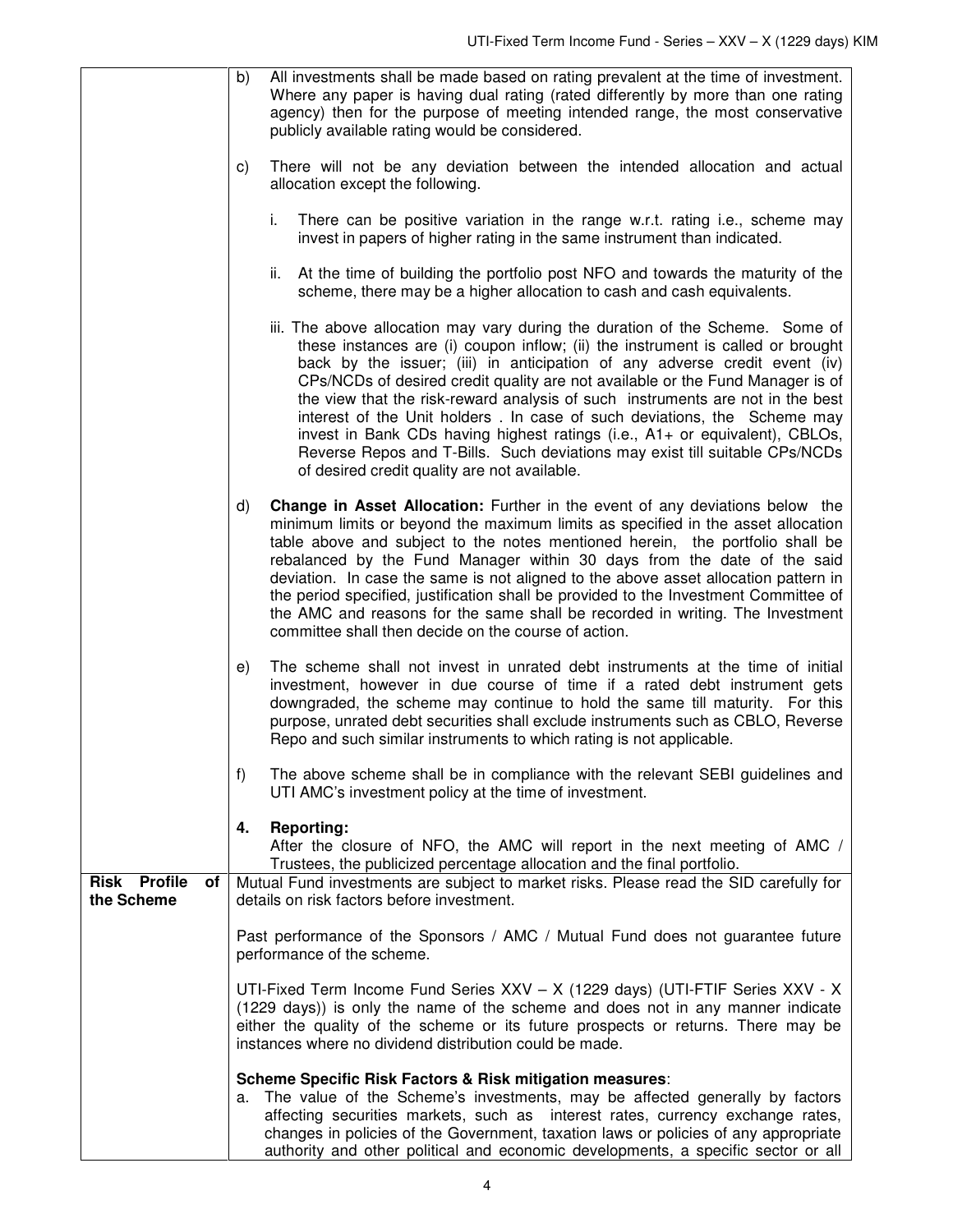| | |
|---|---|
| | b) All investments shall be made based on rating prevalent at the time of investment. Where any paper is having dual rating (rated differently by more than one rating agency) then for the purpose of meeting intended range, the most conservative publicly available rating would be considered.<br><br>c) There will not be any deviation between the intended allocation and actual allocation except the following.<br><br>i. There can be positive variation in the range w.r.t. rating i.e., scheme may invest in papers of higher rating in the same instrument than indicated.<br><br>ii. At the time of building the portfolio post NFO and towards the maturity of the scheme, there may be a higher allocation to cash and cash equivalents.<br><br>iii. The above allocation may vary during the duration of the Scheme. Some of these instances are (i) coupon inflow; (ii) the instrument is called or brought back by the issuer; (iii) in anticipation of any adverse credit event (iv) CPs/NCDs of desired credit quality are not available or the Fund Manager is of the view that the risk-reward analysis of such instruments are not in the best interest of the Unit holders . In case of such deviations, the Scheme may invest in Bank CDs having highest ratings (i.e., A1+ or equivalent), CBLOs, Reverse Repos and T-Bills. Such deviations may exist till suitable CPs/NCDs of desired credit quality are not available.<br><br>d) **Change in Asset Allocation:** Further in the event of any deviations below the minimum limits or beyond the maximum limits as specified in the asset allocation table above and subject to the notes mentioned herein, the portfolio shall be rebalanced by the Fund Manager within 30 days from the date of the said deviation. In case the same is not aligned to the above asset allocation pattern in the period specified, justification shall be provided to the Investment Committee of the AMC and reasons for the same shall be recorded in writing. The Investment committee shall then decide on the course of action.<br><br>e) The scheme shall not invest in unrated debt instruments at the time of initial investment, however in due course of time if a rated debt instrument gets downgraded, the scheme may continue to hold the same till maturity. For this purpose, unrated debt securities shall exclude instruments such as CBLO, Reverse Repo and such similar instruments to which rating is not applicable.<br><br>f) The above scheme shall be in compliance with the relevant SEBI guidelines and UTI AMC's investment policy at the time of investment.<br><br>**4. Reporting:**<br>After the closure of NFO, the AMC will report in the next meeting of AMC / Trustees, the publicized percentage allocation and the final portfolio. |
| **Risk Profile of the Scheme** | Mutual Fund investments are subject to market risks. Please read the SID carefully for details on risk factors before investment.<br><br>Past performance of the Sponsors / AMC / Mutual Fund does not guarantee future performance of the scheme.<br><br>UTI-Fixed Term Income Fund Series XXV – X (1229 days) (UTI-FTIF Series XXV - X (1229 days)) is only the name of the scheme and does not in any manner indicate either the quality of the scheme or its future prospects or returns. There may be instances where no dividend distribution could be made.<br><br>**Scheme Specific Risk Factors & Risk mitigation measures**:<br>a. The value of the Scheme's investments, may be affected generally by factors affecting securities markets, such as interest rates, currency exchange rates, changes in policies of the Government, taxation laws or policies of any appropriate authority and other political and economic developments, a specific sector or all |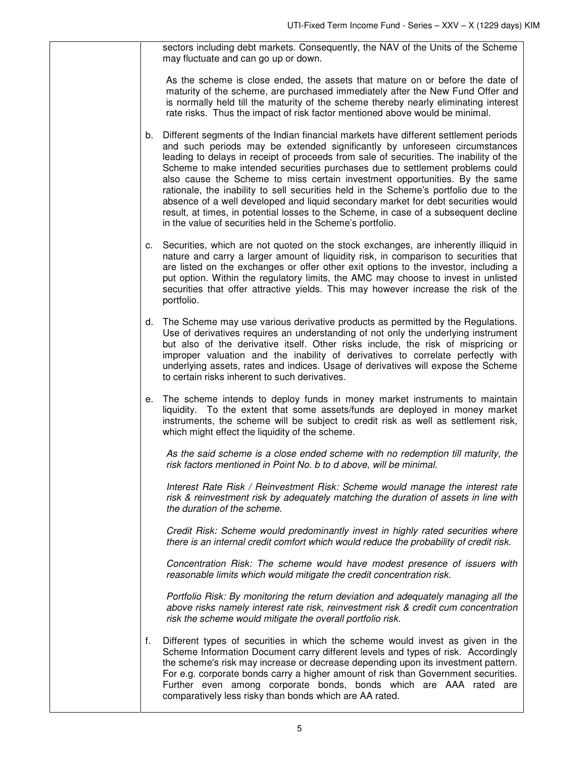sectors including debt markets. Consequently, the NAV of the Units of the Scheme may fluctuate and can go up or down.

As the scheme is close ended, the assets that mature on or before the date of maturity of the scheme, are purchased immediately after the New Fund Offer and is normally held till the maturity of the scheme thereby nearly eliminating interest rate risks. Thus the impact of risk factor mentioned above would be minimal.

b. Different segments of the Indian financial markets have different settlement periods and such periods may be extended significantly by unforeseen circumstances leading to delays in receipt of proceeds from sale of securities. The inability of the Scheme to make intended securities purchases due to settlement problems could also cause the Scheme to miss certain investment opportunities. By the same rationale, the inability to sell securities held in the Scheme's portfolio due to the absence of a well developed and liquid secondary market for debt securities would result, at times, in potential losses to the Scheme, in case of a subsequent decline in the value of securities held in the Scheme's portfolio.

c. Securities, which are not quoted on the stock exchanges, are inherently illiquid in nature and carry a larger amount of liquidity risk, in comparison to securities that are listed on the exchanges or offer other exit options to the investor, including a put option. Within the regulatory limits, the AMC may choose to invest in unlisted securities that offer attractive yields. This may however increase the risk of the portfolio.

d. The Scheme may use various derivative products as permitted by the Regulations. Use of derivatives requires an understanding of not only the underlying instrument but also of the derivative itself. Other risks include, the risk of mispricing or improper valuation and the inability of derivatives to correlate perfectly with underlying assets, rates and indices. Usage of derivatives will expose the Scheme to certain risks inherent to such derivatives.

e. The scheme intends to deploy funds in money market instruments to maintain liquidity. To the extent that some assets/funds are deployed in money market instruments, the scheme will be subject to credit risk as well as settlement risk, which might effect the liquidity of the scheme.

*As the said scheme is a close ended scheme with no redemption till maturity, the risk factors mentioned in Point No. b to d above, will be minimal.*

*Interest Rate Risk / Reinvestment Risk: Scheme would manage the interest rate risk & reinvestment risk by adequately matching the duration of assets in line with the duration of the scheme.*

*Credit Risk: Scheme would predominantly invest in highly rated securities where there is an internal credit comfort which would reduce the probability of credit risk.*

*Concentration Risk: The scheme would have modest presence of issuers with reasonable limits which would mitigate the credit concentration risk.*

*Portfolio Risk: By monitoring the return deviation and adequately managing all the above risks namely interest rate risk, reinvestment risk & credit cum concentration risk the scheme would mitigate the overall portfolio risk.*

f. Different types of securities in which the scheme would invest as given in the Scheme Information Document carry different levels and types of risk. Accordingly the scheme's risk may increase or decrease depending upon its investment pattern. For e.g. corporate bonds carry a higher amount of risk than Government securities. Further even among corporate bonds, bonds which are AAA rated are comparatively less risky than bonds which are AA rated.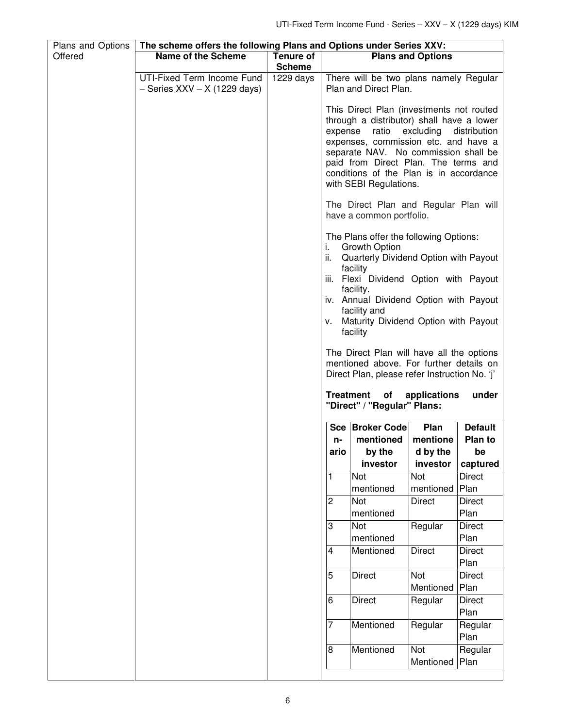| Plans and Options Offered | **The scheme offers the following Plans and Options under Series XXV:** | | |
|---|---|---|---|
| | **Name of the Scheme** | **Tenure of Scheme** | **Plans and Options** |
| | UTI-Fixed Term Income Fund – Series XXV – X (1229 days) | 1229 days | There will be two plans namely Regular Plan and Direct Plan.<br><br>This Direct Plan (investments not routed through a distributor) shall have a lower expense ratio excluding distribution expenses, commission etc. and have a separate NAV. No commission shall be paid from Direct Plan. The terms and conditions of the Plan is in accordance with SEBI Regulations.<br><br>The Direct Plan and Regular Plan will have a common portfolio.<br><br>The Plans offer the following Options:<br>i. Growth Option<br>ii. Quarterly Dividend Option with Payout facility<br>iii. Flexi Dividend Option with Payout facility.<br>iv. Annual Dividend Option with Payout facility and<br>v. Maturity Dividend Option with Payout facility<br><br>The Direct Plan will have all the options mentioned above. For further details on Direct Plan, please refer Instruction No. 'j'<br><br>**Treatment of applications under "Direct" / "Regular" Plans:** |

| Scen-ario | Broker Code mentioned by the investor | Plan mentioned by the investor | Default Plan to be captured |
|---|---|---|---|
| 1 | Not mentioned | Not mentioned | Direct Plan |
| 2 | Not mentioned | Direct | Direct Plan |
| 3 | Not mentioned | Regular | Direct Plan |
| 4 | Mentioned | Direct | Direct Plan |
| 5 | Direct | Not Mentioned | Direct Plan |
| 6 | Direct | Regular | Direct Plan |
| 7 | Mentioned | Regular | Regular Plan |
| 8 | Mentioned | Not Mentioned | Regular Plan |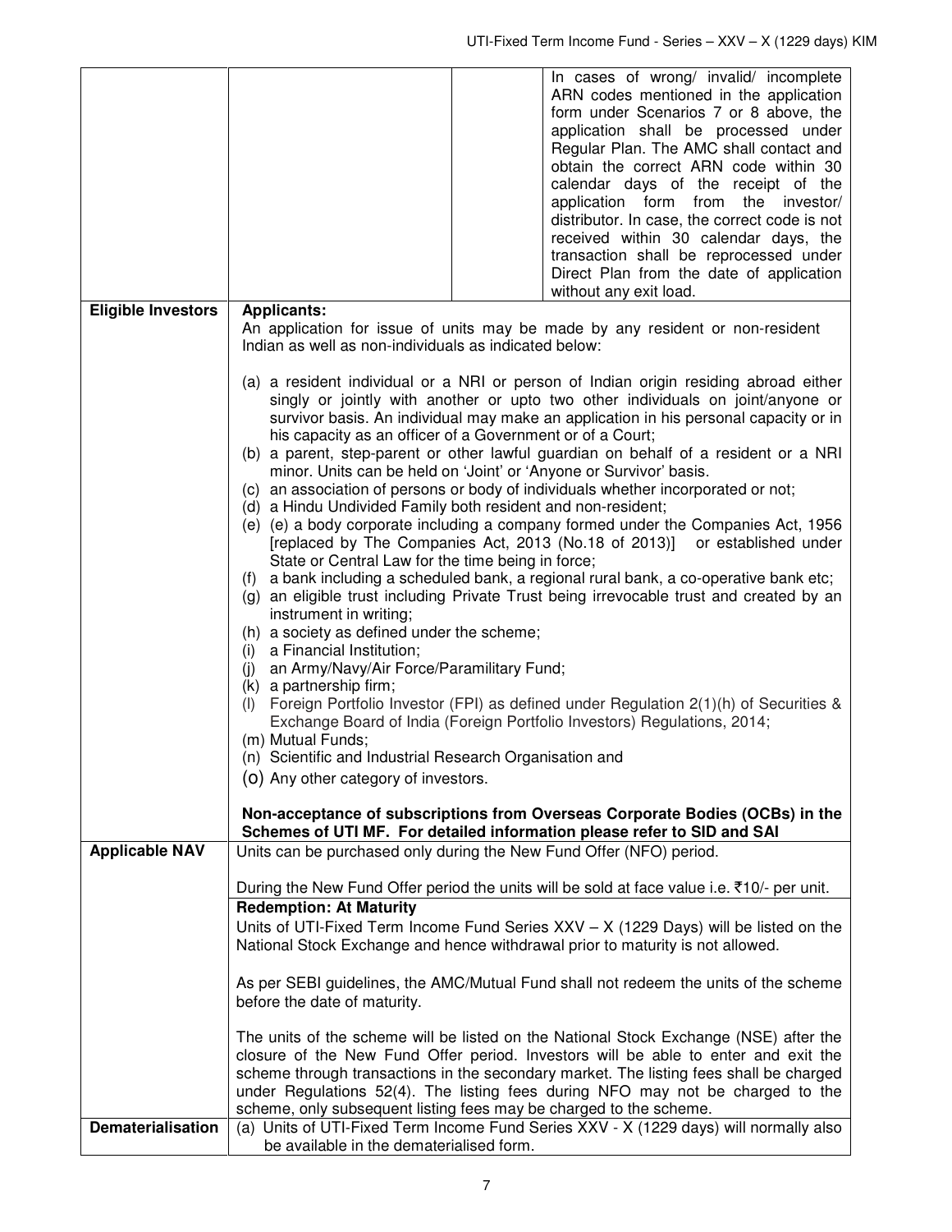| | | | |
|---|---|---|---|
| | | | In cases of wrong/ invalid/ incomplete ARN codes mentioned in the application form under Scenarios 7 or 8 above, the application shall be processed under Regular Plan. The AMC shall contact and obtain the correct ARN code within 30 calendar days of the receipt of the application form from the investor/ distributor. In case, the correct code is not received within 30 calendar days, the transaction shall be reprocessed under Direct Plan from the date of application without any exit load. |
| **Eligible Investors** | **Applicants:**<br>An application for issue of units may be made by any resident or non-resident Indian as well as non-individuals as indicated below:<br><br>(a) a resident individual or a NRI or person of Indian origin residing abroad either singly or jointly with another or upto two other individuals on joint/anyone or survivor basis. An individual may make an application in his personal capacity or in his capacity as an officer of a Government or of a Court;<br>(b) a parent, step-parent or other lawful guardian on behalf of a resident or a NRI minor. Units can be held on 'Joint' or 'Anyone or Survivor' basis.<br>(c) an association of persons or body of individuals whether incorporated or not;<br>(d) a Hindu Undivided Family both resident and non-resident;<br>(e) (e) a body corporate including a company formed under the Companies Act, 1956 [replaced by The Companies Act, 2013 (No.18 of 2013)] or established under State or Central Law for the time being in force;<br>(f) a bank including a scheduled bank, a regional rural bank, a co-operative bank etc;<br>(g) an eligible trust including Private Trust being irrevocable trust and created by an instrument in writing;<br>(h) a society as defined under the scheme;<br>(i) a Financial Institution;<br>(j) an Army/Navy/Air Force/Paramilitary Fund;<br>(k) a partnership firm;<br>(l) Foreign Portfolio Investor (FPI) as defined under Regulation 2(1)(h) of Securities & Exchange Board of India (Foreign Portfolio Investors) Regulations, 2014;<br>(m) Mutual Funds;<br>(n) Scientific and Industrial Research Organisation and<br>(o) Any other category of investors.<br><br>**Non-acceptance of subscriptions from Overseas Corporate Bodies (OCBs) in the Schemes of UTI MF. For detailed information please refer to SID and SAI** | | |
| **Applicable NAV** | Units can be purchased only during the New Fund Offer (NFO) period.<br><br>During the New Fund Offer period the units will be sold at face value i.e. ₹10/- per unit.<br><br>**Redemption: At Maturity**<br>Units of UTI-Fixed Term Income Fund Series XXV – X (1229 Days) will be listed on the National Stock Exchange and hence withdrawal prior to maturity is not allowed.<br><br>As per SEBI guidelines, the AMC/Mutual Fund shall not redeem the units of the scheme before the date of maturity.<br><br>The units of the scheme will be listed on the National Stock Exchange (NSE) after the closure of the New Fund Offer period. Investors will be able to enter and exit the scheme through transactions in the secondary market. The listing fees shall be charged under Regulations 52(4). The listing fees during NFO may not be charged to the scheme, only subsequent listing fees may be charged to the scheme. | | |
| **Dematerialisation** | (a) Units of UTI-Fixed Term Income Fund Series XXV - X (1229 days) will normally also be available in the dematerialised form. | | |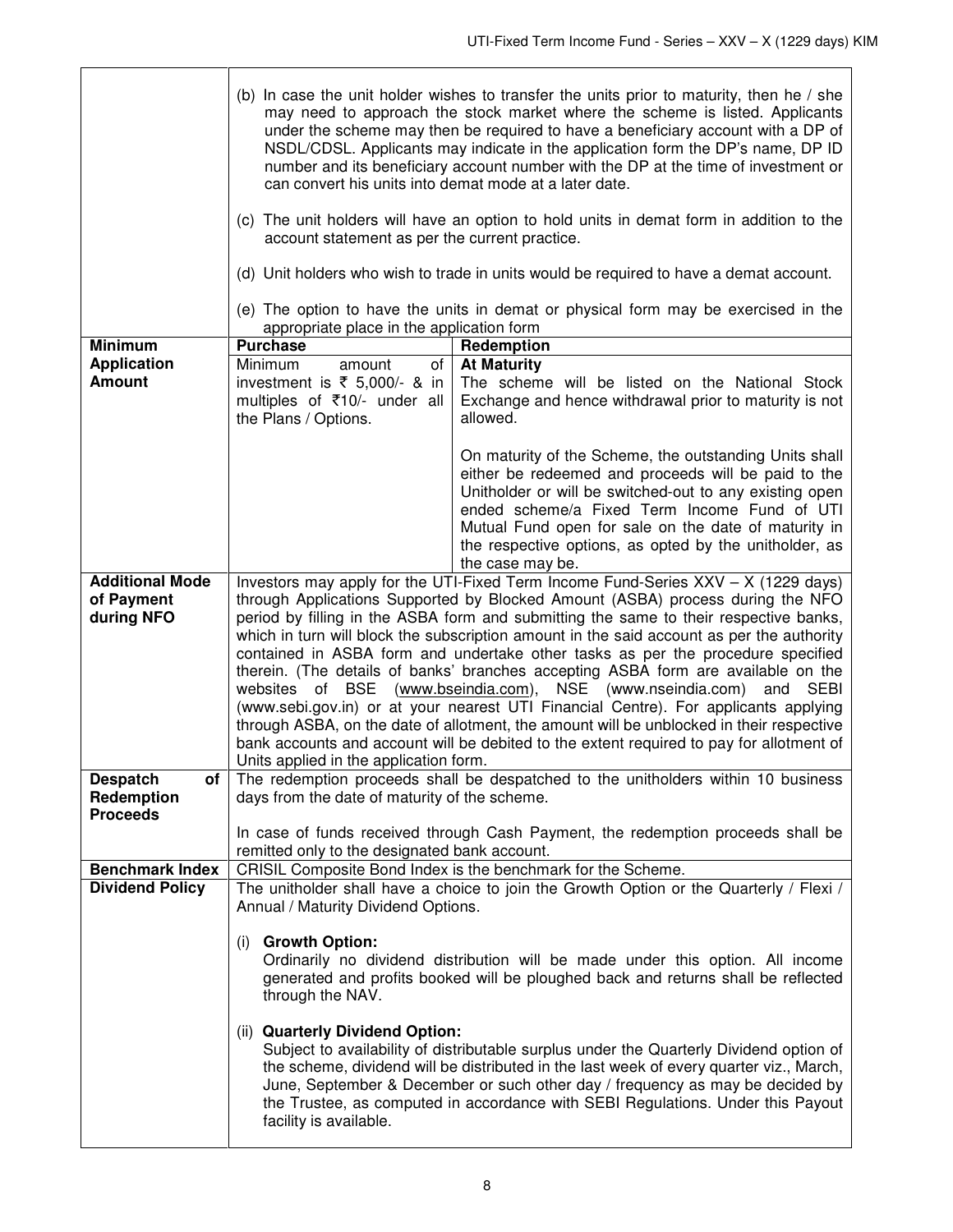<table>
<tr>
<td></td>
<td colspan="2">

(b) In case the unit holder wishes to transfer the units prior to maturity, then he / she may need to approach the stock market where the scheme is listed. Applicants under the scheme may then be required to have a beneficiary account with a DP of NSDL/CDSL. Applicants may indicate in the application form the DP's name, DP ID number and its beneficiary account number with the DP at the time of investment or can convert his units into demat mode at a later date.

(c) The unit holders will have an option to hold units in demat form in addition to the account statement as per the current practice.

(d) Unit holders who wish to trade in units would be required to have a demat account.

(e) The option to have the units in demat or physical form may be exercised in the appropriate place in the application form

</td>
</tr>
<tr>
<td rowspan="2"><b>Minimum Application Amount</b></td>
<td><b>Purchase</b></td>
<td><b>Redemption</b></td>
</tr>
<tr>
<td>Minimum amount of investment is ₹ 5,000/- &amp; in multiples of ₹10/- under all the Plans / Options.</td>
<td>

<b>At Maturity</b><br>
The scheme will be listed on the National Stock Exchange and hence withdrawal prior to maturity is not allowed.

On maturity of the Scheme, the outstanding Units shall either be redeemed and proceeds will be paid to the Unitholder or will be switched-out to any existing open ended scheme/a Fixed Term Income Fund of UTI Mutual Fund open for sale on the date of maturity in the respective options, as opted by the unitholder, as the case may be.

</td>
</tr>
<tr>
<td><b>Additional Mode of Payment during NFO</b></td>
<td colspan="2">Investors may apply for the UTI-Fixed Term Income Fund-Series XXV – X (1229 days) through Applications Supported by Blocked Amount (ASBA) process during the NFO period by filling in the ASBA form and submitting the same to their respective banks, which in turn will block the subscription amount in the said account as per the authority contained in ASBA form and undertake other tasks as per the procedure specified therein. (The details of banks' branches accepting ASBA form are available on the websites of BSE (www.bseindia.com), NSE (www.nseindia.com) and SEBI (www.sebi.gov.in) or at your nearest UTI Financial Centre). For applicants applying through ASBA, on the date of allotment, the amount will be unblocked in their respective bank accounts and account will be debited to the extent required to pay for allotment of Units applied in the application form.</td>
</tr>
<tr>
<td><b>Despatch of Redemption Proceeds</b></td>
<td colspan="2">

The redemption proceeds shall be despatched to the unitholders within 10 business days from the date of maturity of the scheme.

In case of funds received through Cash Payment, the redemption proceeds shall be remitted only to the designated bank account.

</td>
</tr>
<tr>
<td><b>Benchmark Index</b></td>
<td colspan="2">CRISIL Composite Bond Index is the benchmark for the Scheme.</td>
</tr>
<tr>
<td><b>Dividend Policy</b></td>
<td colspan="2">

The unitholder shall have a choice to join the Growth Option or the Quarterly / Flexi / Annual / Maturity Dividend Options.

(i) <b>Growth Option:</b><br>
Ordinarily no dividend distribution will be made under this option. All income generated and profits booked will be ploughed back and returns shall be reflected through the NAV.

(ii) <b>Quarterly Dividend Option:</b><br>
Subject to availability of distributable surplus under the Quarterly Dividend option of the scheme, dividend will be distributed in the last week of every quarter viz., March, June, September &amp; December or such other day / frequency as may be decided by the Trustee, as computed in accordance with SEBI Regulations. Under this Payout facility is available.

</td>
</tr>
</table>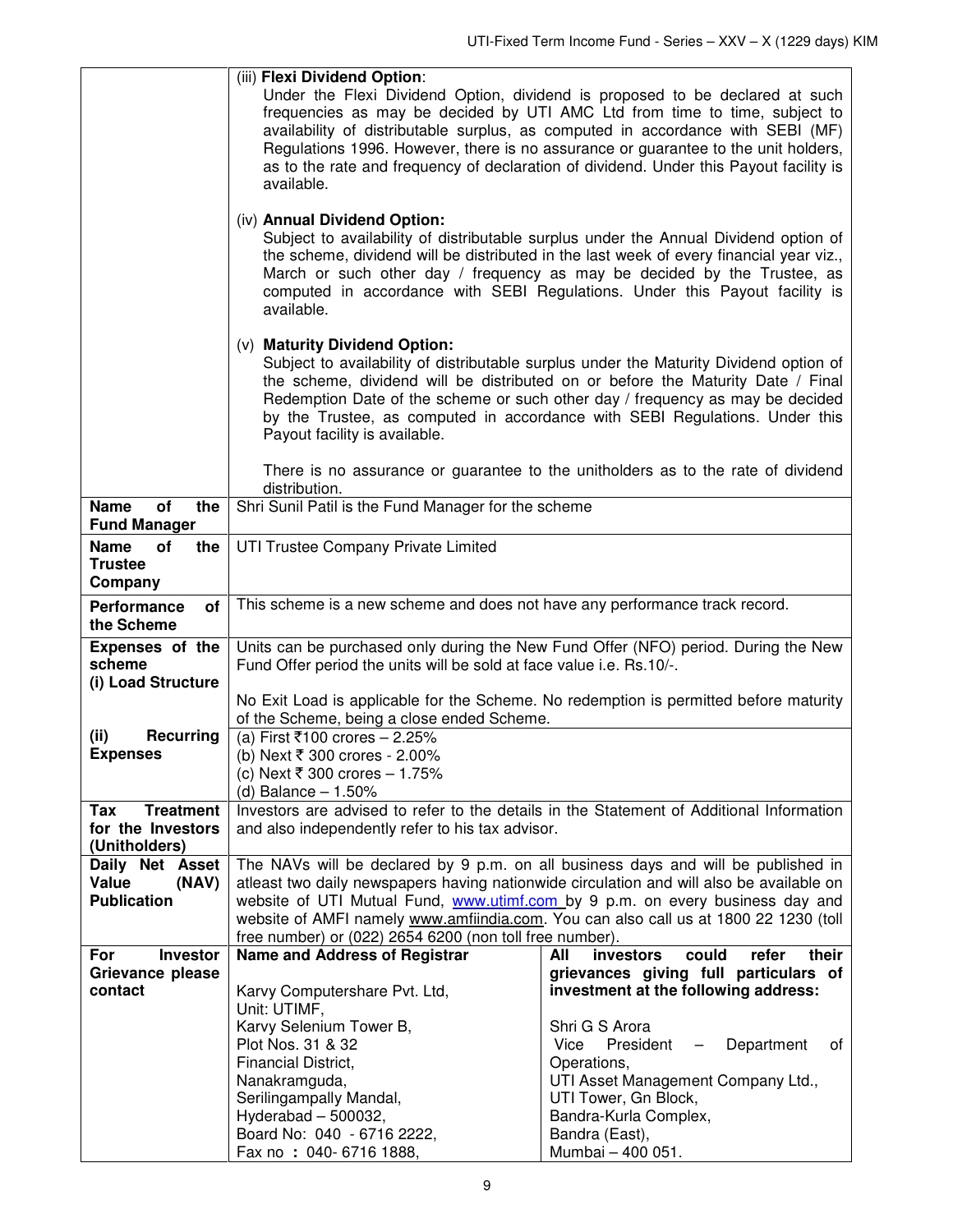| | |
|---|---|
| | (iii) **Flexi Dividend Option**:<br>Under the Flexi Dividend Option, dividend is proposed to be declared at such frequencies as may be decided by UTI AMC Ltd from time to time, subject to availability of distributable surplus, as computed in accordance with SEBI (MF) Regulations 1996. However, there is no assurance or guarantee to the unit holders, as to the rate and frequency of declaration of dividend. Under this Payout facility is available.<br><br>(iv) **Annual Dividend Option:**<br>Subject to availability of distributable surplus under the Annual Dividend option of the scheme, dividend will be distributed in the last week of every financial year viz., March or such other day / frequency as may be decided by the Trustee, as computed in accordance with SEBI Regulations. Under this Payout facility is available.<br><br>(v) **Maturity Dividend Option:**<br>Subject to availability of distributable surplus under the Maturity Dividend option of the scheme, dividend will be distributed on or before the Maturity Date / Final Redemption Date of the scheme or such other day / frequency as may be decided by the Trustee, as computed in accordance with SEBI Regulations. Under this Payout facility is available.<br><br>There is no assurance or guarantee to the unitholders as to the rate of dividend distribution. |
| **Name of the Fund Manager** | Shri Sunil Patil is the Fund Manager for the scheme |
| **Name of the Trustee Company** | UTI Trustee Company Private Limited |
| **Performance of the Scheme** | This scheme is a new scheme and does not have any performance track record. |
| **Expenses of the scheme**<br>**(i) Load Structure** | Units can be purchased only during the New Fund Offer (NFO) period. During the New Fund Offer period the units will be sold at face value i.e. Rs.10/-.<br><br>No Exit Load is applicable for the Scheme. No redemption is permitted before maturity of the Scheme, being a close ended Scheme. |
| **(ii) Recurring Expenses** | (a) First ₹100 crores – 2.25%<br>(b) Next ₹ 300 crores - 2.00%<br>(c) Next ₹ 300 crores – 1.75%<br>(d) Balance – 1.50% |
| **Tax Treatment for the Investors (Unitholders)** | Investors are advised to refer to the details in the Statement of Additional Information and also independently refer to his tax advisor. |
| **Daily Net Asset Value (NAV) Publication** | The NAVs will be declared by 9 p.m. on all business days and will be published in atleast two daily newspapers having nationwide circulation and will also be available on website of UTI Mutual Fund, www.utimf.com by 9 p.m. on every business day and website of AMFI namely www.amfiindia.com. You can also call us at 1800 22 1230 (toll free number) or (022) 2654 6200 (non toll free number). |
| **For Investor Grievance please contact** | **Name and Address of Registrar**<br><br>Karvy Computershare Pvt. Ltd,<br>Unit: UTIMF,<br>Karvy Selenium Tower B,<br>Plot Nos. 31 & 32<br>Financial District,<br>Nanakramguda,<br>Serilingampally Mandal,<br>Hyderabad – 500032,<br>Board No: 040 - 6716 2222,<br>Fax no : 040- 6716 1888,<br><br>**All investors could refer their grievances giving full particulars of investment at the following address:**<br><br>Shri G S Arora<br>Vice President – Department of Operations,<br>UTI Asset Management Company Ltd.,<br>UTI Tower, Gn Block,<br>Bandra-Kurla Complex,<br>Bandra (East),<br>Mumbai – 400 051. |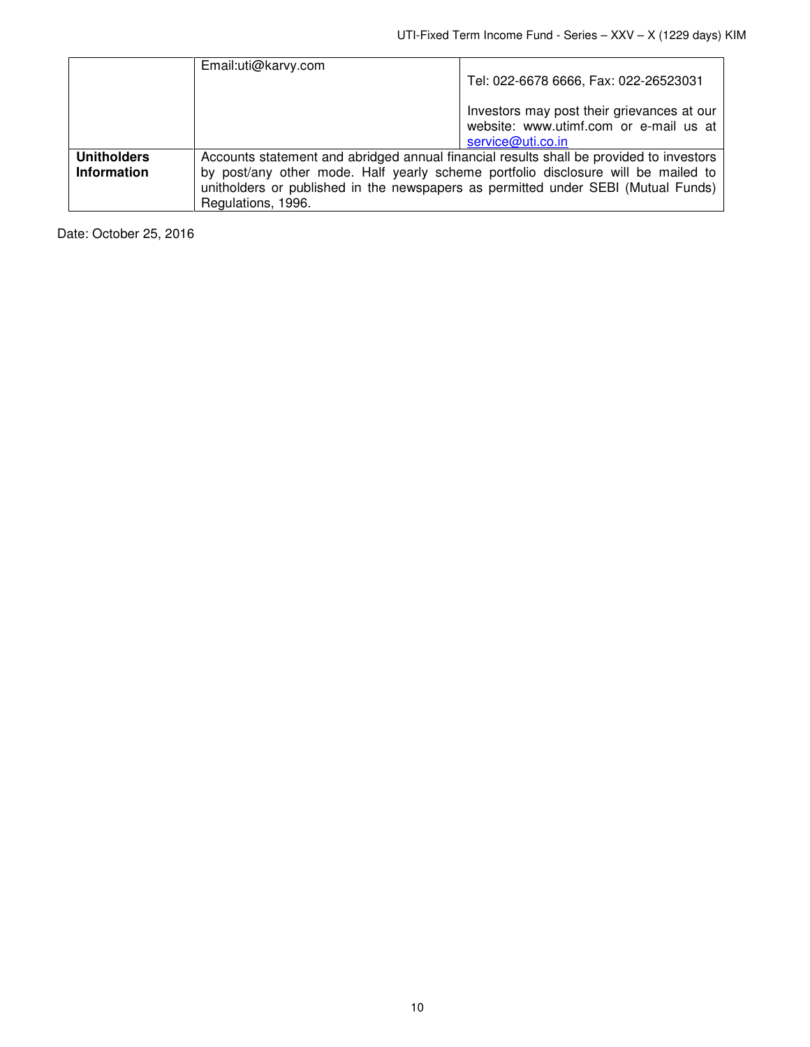| | | |
|---|---|---|
| | Email:uti@karvy.com | Tel: 022-6678 6666, Fax: 022-26523031<br><br>Investors may post their grievances at our website: www.utimf.com or e-mail us at service@uti.co.in |
| **Unitholders Information** | Accounts statement and abridged annual financial results shall be provided to investors by post/any other mode. Half yearly scheme portfolio disclosure will be mailed to unitholders or published in the newspapers as permitted under SEBI (Mutual Funds) Regulations, 1996. | |

Date: October 25, 2016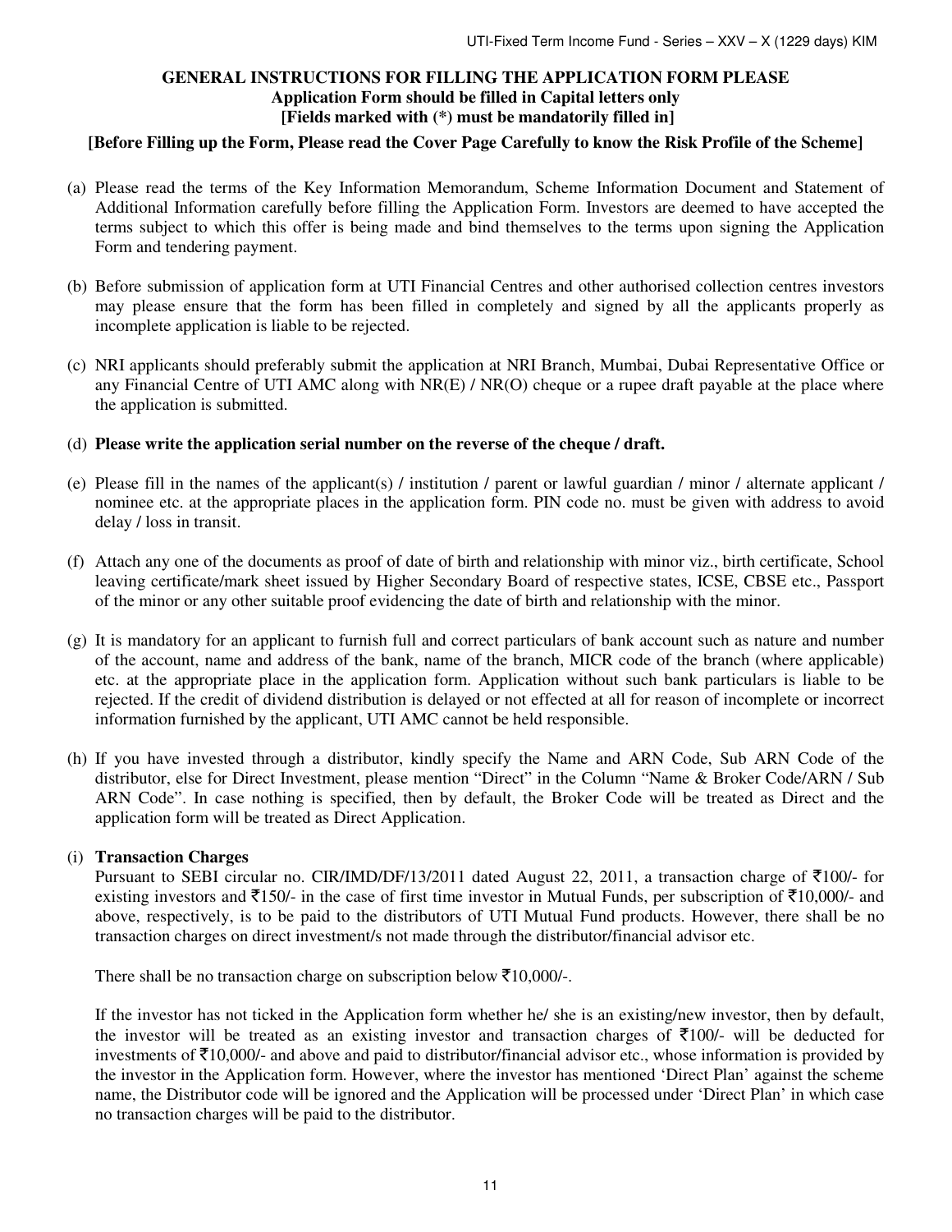**GENERAL INSTRUCTIONS FOR FILLING THE APPLICATION FORM PLEASE**
**Application Form should be filled in Capital letters only**
**[Fields marked with (*) must be mandatorily filled in]**

**[Before Filling up the Form, Please read the Cover Page Carefully to know the Risk Profile of the Scheme]**

(a) Please read the terms of the Key Information Memorandum, Scheme Information Document and Statement of Additional Information carefully before filling the Application Form. Investors are deemed to have accepted the terms subject to which this offer is being made and bind themselves to the terms upon signing the Application Form and tendering payment.

(b) Before submission of application form at UTI Financial Centres and other authorised collection centres investors may please ensure that the form has been filled in completely and signed by all the applicants properly as incomplete application is liable to be rejected.

(c) NRI applicants should preferably submit the application at NRI Branch, Mumbai, Dubai Representative Office or any Financial Centre of UTI AMC along with NR(E) / NR(O) cheque or a rupee draft payable at the place where the application is submitted.

(d) **Please write the application serial number on the reverse of the cheque / draft.**

(e) Please fill in the names of the applicant(s) / institution / parent or lawful guardian / minor / alternate applicant / nominee etc. at the appropriate places in the application form. PIN code no. must be given with address to avoid delay / loss in transit.

(f) Attach any one of the documents as proof of date of birth and relationship with minor viz., birth certificate, School leaving certificate/mark sheet issued by Higher Secondary Board of respective states, ICSE, CBSE etc., Passport of the minor or any other suitable proof evidencing the date of birth and relationship with the minor.

(g) It is mandatory for an applicant to furnish full and correct particulars of bank account such as nature and number of the account, name and address of the bank, name of the branch, MICR code of the branch (where applicable) etc. at the appropriate place in the application form. Application without such bank particulars is liable to be rejected. If the credit of dividend distribution is delayed or not effected at all for reason of incomplete or incorrect information furnished by the applicant, UTI AMC cannot be held responsible.

(h) If you have invested through a distributor, kindly specify the Name and ARN Code, Sub ARN Code of the distributor, else for Direct Investment, please mention "Direct" in the Column "Name & Broker Code/ARN / Sub ARN Code". In case nothing is specified, then by default, the Broker Code will be treated as Direct and the application form will be treated as Direct Application.

(i) **Transaction Charges**

Pursuant to SEBI circular no. CIR/IMD/DF/13/2011 dated August 22, 2011, a transaction charge of ₹100/- for existing investors and ₹150/- in the case of first time investor in Mutual Funds, per subscription of ₹10,000/- and above, respectively, is to be paid to the distributors of UTI Mutual Fund products. However, there shall be no transaction charges on direct investment/s not made through the distributor/financial advisor etc.

There shall be no transaction charge on subscription below ₹10,000/-.

If the investor has not ticked in the Application form whether he/ she is an existing/new investor, then by default, the investor will be treated as an existing investor and transaction charges of ₹100/- will be deducted for investments of ₹10,000/- and above and paid to distributor/financial advisor etc., whose information is provided by the investor in the Application form. However, where the investor has mentioned 'Direct Plan' against the scheme name, the Distributor code will be ignored and the Application will be processed under 'Direct Plan' in which case no transaction charges will be paid to the distributor.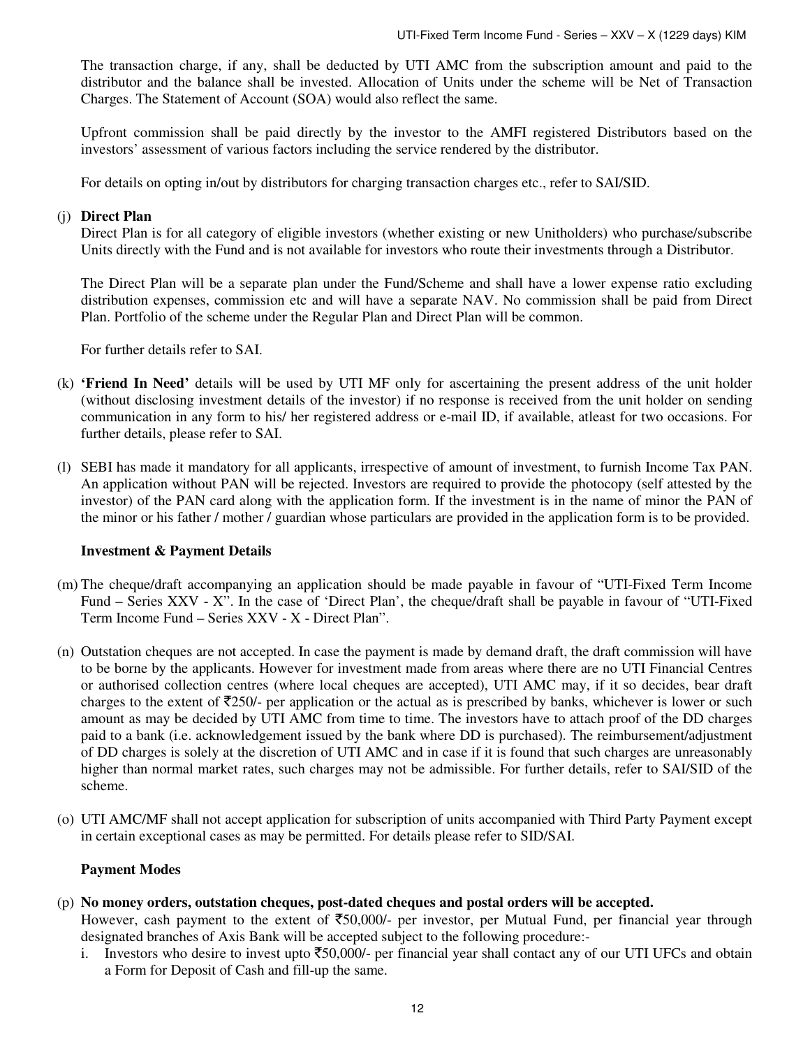The transaction charge, if any, shall be deducted by UTI AMC from the subscription amount and paid to the distributor and the balance shall be invested. Allocation of Units under the scheme will be Net of Transaction Charges. The Statement of Account (SOA) would also reflect the same.

Upfront commission shall be paid directly by the investor to the AMFI registered Distributors based on the investors' assessment of various factors including the service rendered by the distributor.

For details on opting in/out by distributors for charging transaction charges etc., refer to SAI/SID.

(j) **Direct Plan**
Direct Plan is for all category of eligible investors (whether existing or new Unitholders) who purchase/subscribe Units directly with the Fund and is not available for investors who route their investments through a Distributor.

The Direct Plan will be a separate plan under the Fund/Scheme and shall have a lower expense ratio excluding distribution expenses, commission etc and will have a separate NAV. No commission shall be paid from Direct Plan. Portfolio of the scheme under the Regular Plan and Direct Plan will be common.

For further details refer to SAI.

(k) **'Friend In Need'** details will be used by UTI MF only for ascertaining the present address of the unit holder (without disclosing investment details of the investor) if no response is received from the unit holder on sending communication in any form to his/ her registered address or e-mail ID, if available, atleast for two occasions. For further details, please refer to SAI.

(l) SEBI has made it mandatory for all applicants, irrespective of amount of investment, to furnish Income Tax PAN. An application without PAN will be rejected. Investors are required to provide the photocopy (self attested by the investor) of the PAN card along with the application form. If the investment is in the name of minor the PAN of the minor or his father / mother / guardian whose particulars are provided in the application form is to be provided.

**Investment & Payment Details**

(m) The cheque/draft accompanying an application should be made payable in favour of "UTI-Fixed Term Income Fund – Series XXV - X". In the case of 'Direct Plan', the cheque/draft shall be payable in favour of "UTI-Fixed Term Income Fund – Series XXV - X - Direct Plan".

(n) Outstation cheques are not accepted. In case the payment is made by demand draft, the draft commission will have to be borne by the applicants. However for investment made from areas where there are no UTI Financial Centres or authorised collection centres (where local cheques are accepted), UTI AMC may, if it so decides, bear draft charges to the extent of ₹250/- per application or the actual as is prescribed by banks, whichever is lower or such amount as may be decided by UTI AMC from time to time. The investors have to attach proof of the DD charges paid to a bank (i.e. acknowledgement issued by the bank where DD is purchased). The reimbursement/adjustment of DD charges is solely at the discretion of UTI AMC and in case if it is found that such charges are unreasonably higher than normal market rates, such charges may not be admissible. For further details, refer to SAI/SID of the scheme.

(o) UTI AMC/MF shall not accept application for subscription of units accompanied with Third Party Payment except in certain exceptional cases as may be permitted. For details please refer to SID/SAI.

**Payment Modes**

(p) **No money orders, outstation cheques, post-dated cheques and postal orders will be accepted.**
However, cash payment to the extent of ₹50,000/- per investor, per Mutual Fund, per financial year through designated branches of Axis Bank will be accepted subject to the following procedure:-

i. Investors who desire to invest upto ₹50,000/- per financial year shall contact any of our UTI UFCs and obtain a Form for Deposit of Cash and fill-up the same.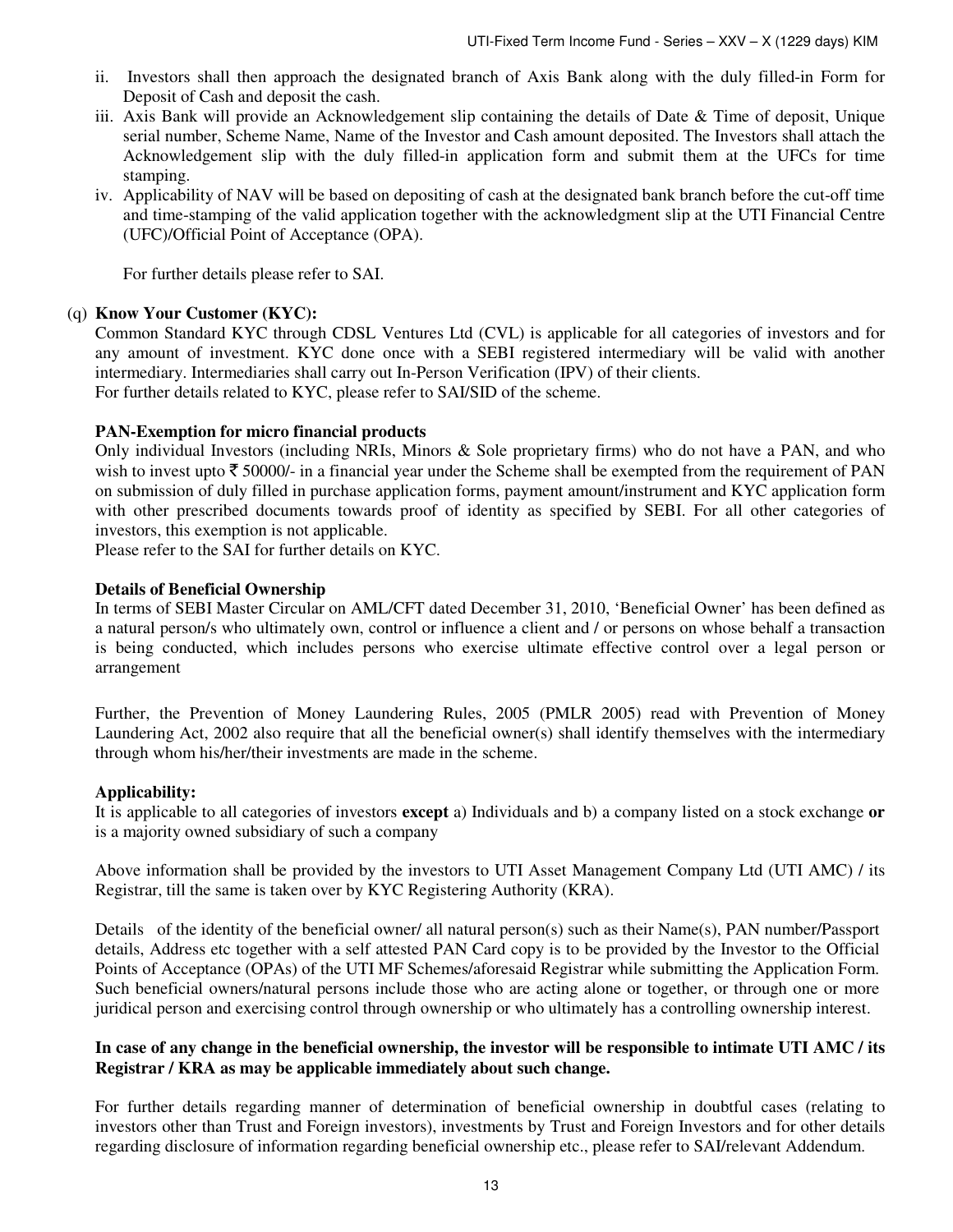ii. Investors shall then approach the designated branch of Axis Bank along with the duly filled-in Form for Deposit of Cash and deposit the cash.

iii. Axis Bank will provide an Acknowledgement slip containing the details of Date & Time of deposit, Unique serial number, Scheme Name, Name of the Investor and Cash amount deposited. The Investors shall attach the Acknowledgement slip with the duly filled-in application form and submit them at the UFCs for time stamping.

iv. Applicability of NAV will be based on depositing of cash at the designated bank branch before the cut-off time and time-stamping of the valid application together with the acknowledgment slip at the UTI Financial Centre (UFC)/Official Point of Acceptance (OPA).

For further details please refer to SAI.

(q) **Know Your Customer (KYC):**

Common Standard KYC through CDSL Ventures Ltd (CVL) is applicable for all categories of investors and for any amount of investment. KYC done once with a SEBI registered intermediary will be valid with another intermediary. Intermediaries shall carry out In-Person Verification (IPV) of their clients.
For further details related to KYC, please refer to SAI/SID of the scheme.

**PAN-Exemption for micro financial products**

Only individual Investors (including NRIs, Minors & Sole proprietary firms) who do not have a PAN, and who wish to invest upto ₹ 50000/- in a financial year under the Scheme shall be exempted from the requirement of PAN on submission of duly filled in purchase application forms, payment amount/instrument and KYC application form with other prescribed documents towards proof of identity as specified by SEBI. For all other categories of investors, this exemption is not applicable.
Please refer to the SAI for further details on KYC.

**Details of Beneficial Ownership**

In terms of SEBI Master Circular on AML/CFT dated December 31, 2010, 'Beneficial Owner' has been defined as a natural person/s who ultimately own, control or influence a client and / or persons on whose behalf a transaction is being conducted, which includes persons who exercise ultimate effective control over a legal person or arrangement

Further, the Prevention of Money Laundering Rules, 2005 (PMLR 2005) read with Prevention of Money Laundering Act, 2002 also require that all the beneficial owner(s) shall identify themselves with the intermediary through whom his/her/their investments are made in the scheme.

**Applicability:**

It is applicable to all categories of investors **except** a) Individuals and b) a company listed on a stock exchange **or** is a majority owned subsidiary of such a company

Above information shall be provided by the investors to UTI Asset Management Company Ltd (UTI AMC) / its Registrar, till the same is taken over by KYC Registering Authority (KRA).

Details of the identity of the beneficial owner/ all natural person(s) such as their Name(s), PAN number/Passport details, Address etc together with a self attested PAN Card copy is to be provided by the Investor to the Official Points of Acceptance (OPAs) of the UTI MF Schemes/aforesaid Registrar while submitting the Application Form. Such beneficial owners/natural persons include those who are acting alone or together, or through one or more juridical person and exercising control through ownership or who ultimately has a controlling ownership interest.

**In case of any change in the beneficial ownership, the investor will be responsible to intimate UTI AMC / its Registrar / KRA as may be applicable immediately about such change.**

For further details regarding manner of determination of beneficial ownership in doubtful cases (relating to investors other than Trust and Foreign investors), investments by Trust and Foreign Investors and for other details regarding disclosure of information regarding beneficial ownership etc., please refer to SAI/relevant Addendum.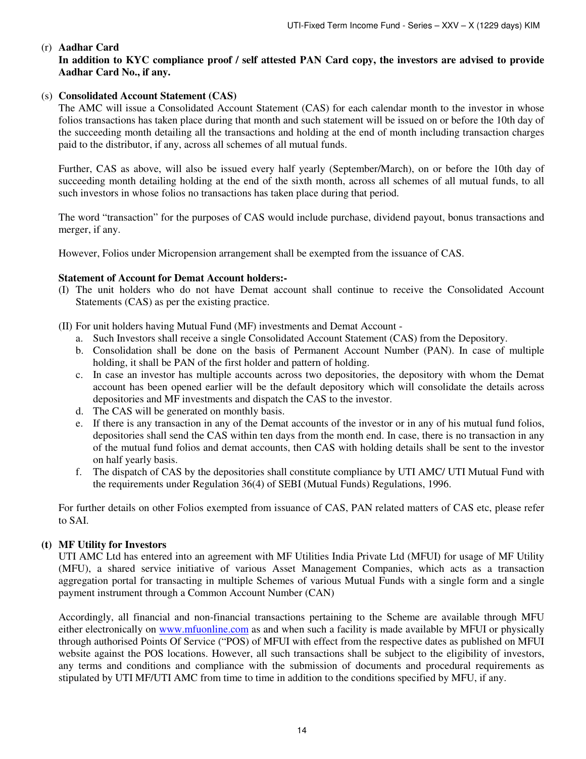(r) **Aadhar Card**

**In addition to KYC compliance proof / self attested PAN Card copy, the investors are advised to provide Aadhar Card No., if any.**

(s) **Consolidated Account Statement (CAS)**

The AMC will issue a Consolidated Account Statement (CAS) for each calendar month to the investor in whose folios transactions has taken place during that month and such statement will be issued on or before the 10th day of the succeeding month detailing all the transactions and holding at the end of month including transaction charges paid to the distributor, if any, across all schemes of all mutual funds.

Further, CAS as above, will also be issued every half yearly (September/March), on or before the 10th day of succeeding month detailing holding at the end of the sixth month, across all schemes of all mutual funds, to all such investors in whose folios no transactions has taken place during that period.

The word "transaction" for the purposes of CAS would include purchase, dividend payout, bonus transactions and merger, if any.

However, Folios under Micropension arrangement shall be exempted from the issuance of CAS.

**Statement of Account for Demat Account holders:-**

(I) The unit holders who do not have Demat account shall continue to receive the Consolidated Account Statements (CAS) as per the existing practice.

(II) For unit holders having Mutual Fund (MF) investments and Demat Account -

a. Such Investors shall receive a single Consolidated Account Statement (CAS) from the Depository.
b. Consolidation shall be done on the basis of Permanent Account Number (PAN). In case of multiple holding, it shall be PAN of the first holder and pattern of holding.
c. In case an investor has multiple accounts across two depositories, the depository with whom the Demat account has been opened earlier will be the default depository which will consolidate the details across depositories and MF investments and dispatch the CAS to the investor.
d. The CAS will be generated on monthly basis.
e. If there is any transaction in any of the Demat accounts of the investor or in any of his mutual fund folios, depositories shall send the CAS within ten days from the month end. In case, there is no transaction in any of the mutual fund folios and demat accounts, then CAS with holding details shall be sent to the investor on half yearly basis.
f. The dispatch of CAS by the depositories shall constitute compliance by UTI AMC/ UTI Mutual Fund with the requirements under Regulation 36(4) of SEBI (Mutual Funds) Regulations, 1996.

For further details on other Folios exempted from issuance of CAS, PAN related matters of CAS etc, please refer to SAI.

**(t) MF Utility for Investors**

UTI AMC Ltd has entered into an agreement with MF Utilities India Private Ltd (MFUI) for usage of MF Utility (MFU), a shared service initiative of various Asset Management Companies, which acts as a transaction aggregation portal for transacting in multiple Schemes of various Mutual Funds with a single form and a single payment instrument through a Common Account Number (CAN)

Accordingly, all financial and non-financial transactions pertaining to the Scheme are available through MFU either electronically on www.mfuonline.com as and when such a facility is made available by MFUI or physically through authorised Points Of Service ("POS) of MFUI with effect from the respective dates as published on MFUI website against the POS locations. However, all such transactions shall be subject to the eligibility of investors, any terms and conditions and compliance with the submission of documents and procedural requirements as stipulated by UTI MF/UTI AMC from time to time in addition to the conditions specified by MFU, if any.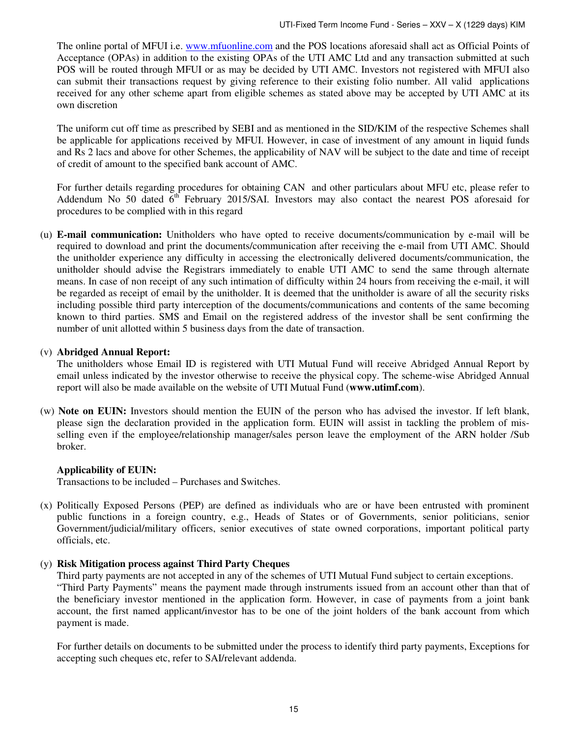The online portal of MFUI i.e. www.mfuonline.com and the POS locations aforesaid shall act as Official Points of Acceptance (OPAs) in addition to the existing OPAs of the UTI AMC Ltd and any transaction submitted at such POS will be routed through MFUI or as may be decided by UTI AMC. Investors not registered with MFUI also can submit their transactions request by giving reference to their existing folio number. All valid applications received for any other scheme apart from eligible schemes as stated above may be accepted by UTI AMC at its own discretion

The uniform cut off time as prescribed by SEBI and as mentioned in the SID/KIM of the respective Schemes shall be applicable for applications received by MFUI. However, in case of investment of any amount in liquid funds and Rs 2 lacs and above for other Schemes, the applicability of NAV will be subject to the date and time of receipt of credit of amount to the specified bank account of AMC.

For further details regarding procedures for obtaining CAN and other particulars about MFU etc, please refer to Addendum No 50 dated 6th February 2015/SAI. Investors may also contact the nearest POS aforesaid for procedures to be complied with in this regard

(u) **E-mail communication:** Unitholders who have opted to receive documents/communication by e-mail will be required to download and print the documents/communication after receiving the e-mail from UTI AMC. Should the unitholder experience any difficulty in accessing the electronically delivered documents/communication, the unitholder should advise the Registrars immediately to enable UTI AMC to send the same through alternate means. In case of non receipt of any such intimation of difficulty within 24 hours from receiving the e-mail, it will be regarded as receipt of email by the unitholder. It is deemed that the unitholder is aware of all the security risks including possible third party interception of the documents/communications and contents of the same becoming known to third parties. SMS and Email on the registered address of the investor shall be sent confirming the number of unit allotted within 5 business days from the date of transaction.

(v) **Abridged Annual Report:**
The unitholders whose Email ID is registered with UTI Mutual Fund will receive Abridged Annual Report by email unless indicated by the investor otherwise to receive the physical copy. The scheme-wise Abridged Annual report will also be made available on the website of UTI Mutual Fund (**www.utimf.com**).

(w) **Note on EUIN:** Investors should mention the EUIN of the person who has advised the investor. If left blank, please sign the declaration provided in the application form. EUIN will assist in tackling the problem of mis-selling even if the employee/relationship manager/sales person leave the employment of the ARN holder /Sub broker.

**Applicability of EUIN:**
Transactions to be included – Purchases and Switches.

(x) Politically Exposed Persons (PEP) are defined as individuals who are or have been entrusted with prominent public functions in a foreign country, e.g., Heads of States or of Governments, senior politicians, senior Government/judicial/military officers, senior executives of state owned corporations, important political party officials, etc.

(y) **Risk Mitigation process against Third Party Cheques**
Third party payments are not accepted in any of the schemes of UTI Mutual Fund subject to certain exceptions.
"Third Party Payments" means the payment made through instruments issued from an account other than that of the beneficiary investor mentioned in the application form. However, in case of payments from a joint bank account, the first named applicant/investor has to be one of the joint holders of the bank account from which payment is made.

For further details on documents to be submitted under the process to identify third party payments, Exceptions for accepting such cheques etc, refer to SAI/relevant addenda.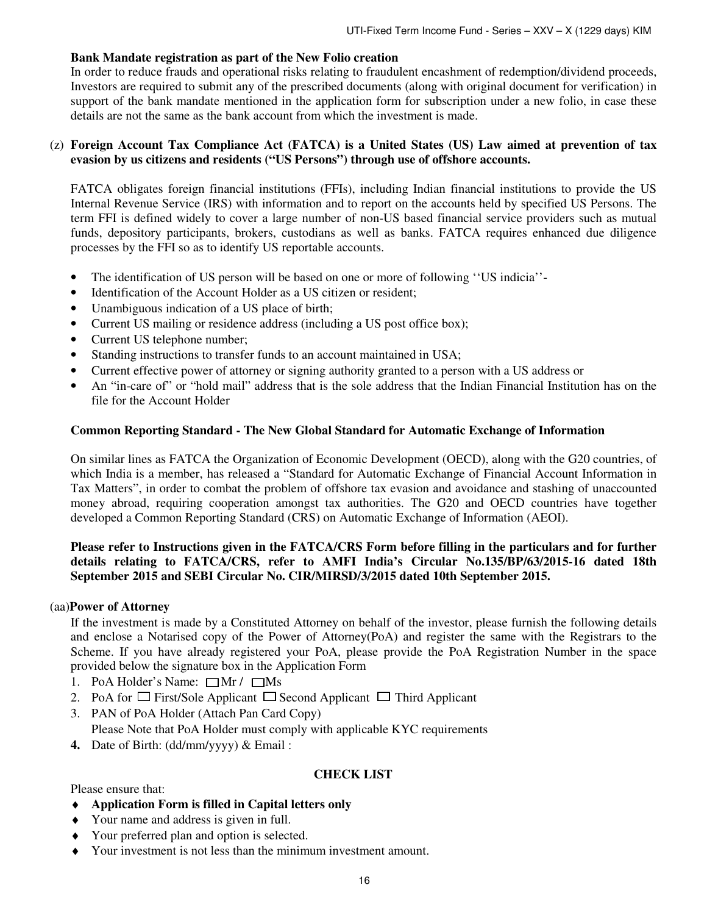**Bank Mandate registration as part of the New Folio creation**

In order to reduce frauds and operational risks relating to fraudulent encashment of redemption/dividend proceeds, Investors are required to submit any of the prescribed documents (along with original document for verification) in support of the bank mandate mentioned in the application form for subscription under a new folio, in case these details are not the same as the bank account from which the investment is made.

(z) **Foreign Account Tax Compliance Act (FATCA) is a United States (US) Law aimed at prevention of tax evasion by us citizens and residents ("US Persons") through use of offshore accounts.**

FATCA obligates foreign financial institutions (FFIs), including Indian financial institutions to provide the US Internal Revenue Service (IRS) with information and to report on the accounts held by specified US Persons. The term FFI is defined widely to cover a large number of non-US based financial service providers such as mutual funds, depository participants, brokers, custodians as well as banks. FATCA requires enhanced due diligence processes by the FFI so as to identify US reportable accounts.

- The identification of US person will be based on one or more of following ''US indicia''-
- Identification of the Account Holder as a US citizen or resident;
- Unambiguous indication of a US place of birth;
- Current US mailing or residence address (including a US post office box);
- Current US telephone number;
- Standing instructions to transfer funds to an account maintained in USA;
- Current effective power of attorney or signing authority granted to a person with a US address or
- An "in-care of" or "hold mail" address that is the sole address that the Indian Financial Institution has on the file for the Account Holder

**Common Reporting Standard - The New Global Standard for Automatic Exchange of Information**

On similar lines as FATCA the Organization of Economic Development (OECD), along with the G20 countries, of which India is a member, has released a "Standard for Automatic Exchange of Financial Account Information in Tax Matters", in order to combat the problem of offshore tax evasion and avoidance and stashing of unaccounted money abroad, requiring cooperation amongst tax authorities. The G20 and OECD countries have together developed a Common Reporting Standard (CRS) on Automatic Exchange of Information (AEOI).

**Please refer to Instructions given in the FATCA/CRS Form before filling in the particulars and for further details relating to FATCA/CRS, refer to AMFI India's Circular No.135/BP/63/2015-16 dated 18th September 2015 and SEBI Circular No. CIR/MIRSD/3/2015 dated 10th September 2015.**

(aa) **Power of Attorney**

If the investment is made by a Constituted Attorney on behalf of the investor, please furnish the following details and enclose a Notarised copy of the Power of Attorney(PoA) and register the same with the Registrars to the Scheme. If you have already registered your PoA, please provide the PoA Registration Number in the space provided below the signature box in the Application Form

1. PoA Holder's Name: ☐ Mr / ☐ Ms
2. PoA for ☐ First/Sole Applicant ☐ Second Applicant ☐ Third Applicant
3. PAN of PoA Holder (Attach Pan Card Copy)
   Please Note that PoA Holder must comply with applicable KYC requirements
4. Date of Birth: (dd/mm/yyyy) & Email :

**CHECK LIST**

Please ensure that:

- **Application Form is filled in Capital letters only**
- Your name and address is given in full.
- Your preferred plan and option is selected.
- Your investment is not less than the minimum investment amount.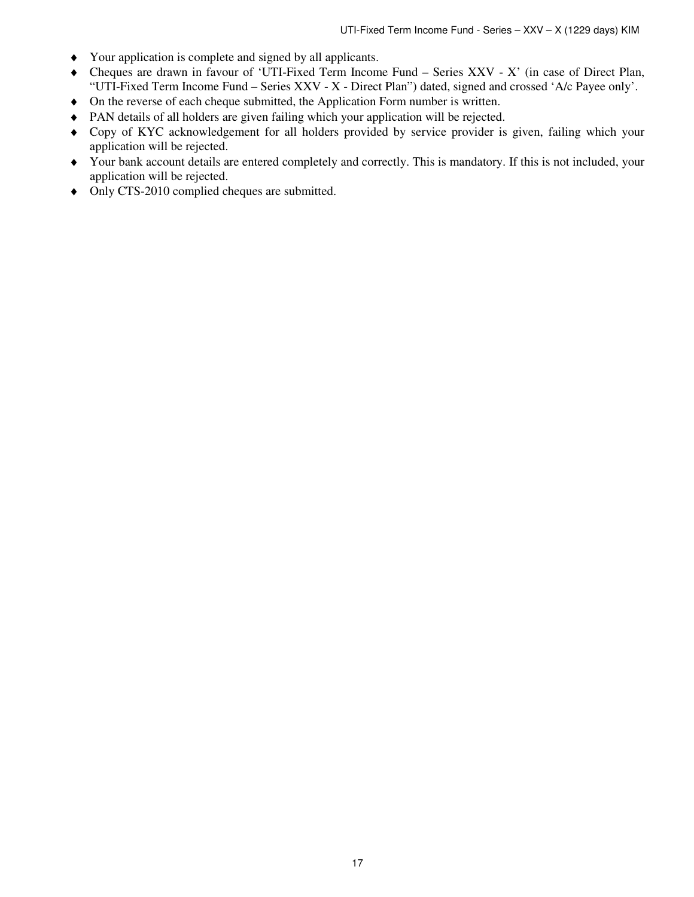- Your application is complete and signed by all applicants.
- Cheques are drawn in favour of 'UTI-Fixed Term Income Fund – Series XXV - X' (in case of Direct Plan, "UTI-Fixed Term Income Fund – Series XXV - X - Direct Plan") dated, signed and crossed 'A/c Payee only'.
- On the reverse of each cheque submitted, the Application Form number is written.
- PAN details of all holders are given failing which your application will be rejected.
- Copy of KYC acknowledgement for all holders provided by service provider is given, failing which your application will be rejected.
- Your bank account details are entered completely and correctly. This is mandatory. If this is not included, your application will be rejected.
- Only CTS-2010 complied cheques are submitted.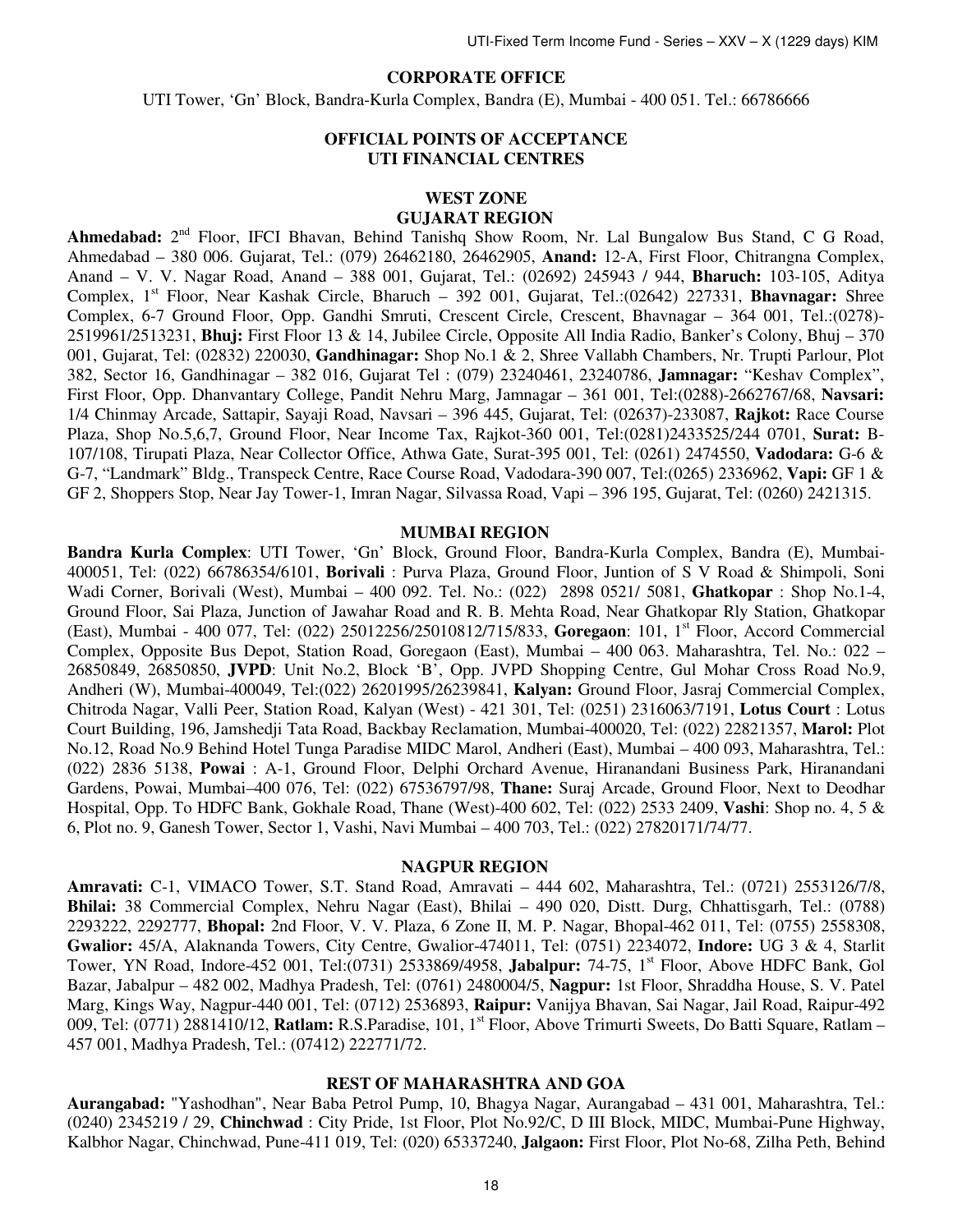## CORPORATE OFFICE

UTI Tower, 'Gn' Block, Bandra-Kurla Complex, Bandra (E), Mumbai - 400 051. Tel.: 66786666

## OFFICIAL POINTS OF ACCEPTANCE
## UTI FINANCIAL CENTRES

### WEST ZONE
### GUJARAT REGION

**Ahmedabad:** 2nd Floor, IFCI Bhavan, Behind Tanishq Show Room, Nr. Lal Bungalow Bus Stand, C G Road, Ahmedabad – 380 006. Gujarat, Tel.: (079) 26462180, 26462905, **Anand:** 12-A, First Floor, Chitrangna Complex, Anand – V. V. Nagar Road, Anand – 388 001, Gujarat, Tel.: (02692) 245943 / 944, **Bharuch:** 103-105, Aditya Complex, 1st Floor, Near Kashak Circle, Bharuch – 392 001, Gujarat, Tel.:(02642) 227331, **Bhavnagar:** Shree Complex, 6-7 Ground Floor, Opp. Gandhi Smruti, Crescent Circle, Crescent, Bhavnagar – 364 001, Tel.:(0278)-2519961/2513231, **Bhuj:** First Floor 13 & 14, Jubilee Circle, Opposite All India Radio, Banker's Colony, Bhuj – 370 001, Gujarat, Tel: (02832) 220030, **Gandhinagar:** Shop No.1 & 2, Shree Vallabh Chambers, Nr. Trupti Parlour, Plot 382, Sector 16, Gandhinagar – 382 016, Gujarat Tel : (079) 23240461, 23240786, **Jamnagar:** "Keshav Complex", First Floor, Opp. Dhanvantary College, Pandit Nehru Marg, Jamnagar – 361 001, Tel:(0288)-2662767/68, **Navsari:** 1/4 Chinmay Arcade, Sattapir, Sayaji Road, Navsari – 396 445, Gujarat, Tel: (02637)-233087, **Rajkot:** Race Course Plaza, Shop No.5,6,7, Ground Floor, Near Income Tax, Rajkot-360 001, Tel:(0281)2433525/244 0701, **Surat:** B-107/108, Tirupati Plaza, Near Collector Office, Athwa Gate, Surat-395 001, Tel: (0261) 2474550, **Vadodara:** G-6 & G-7, "Landmark" Bldg., Transpeck Centre, Race Course Road, Vadodara-390 007, Tel:(0265) 2336962, **Vapi:** GF 1 & GF 2, Shoppers Stop, Near Jay Tower-1, Imran Nagar, Silvassa Road, Vapi – 396 195, Gujarat, Tel: (0260) 2421315.

### MUMBAI REGION

**Bandra Kurla Complex**: UTI Tower, 'Gn' Block, Ground Floor, Bandra-Kurla Complex, Bandra (E), Mumbai-400051, Tel: (022) 66786354/6101, **Borivali** : Purva Plaza, Ground Floor, Juntion of S V Road & Shimpoli, Soni Wadi Corner, Borivali (West), Mumbai – 400 092. Tel. No.: (022) 2898 0521/ 5081, **Ghatkopar** : Shop No.1-4, Ground Floor, Sai Plaza, Junction of Jawahar Road and R. B. Mehta Road, Near Ghatkopar Rly Station, Ghatkopar (East), Mumbai - 400 077, Tel: (022) 25012256/25010812/715/833, **Goregaon**: 101, 1st Floor, Accord Commercial Complex, Opposite Bus Depot, Station Road, Goregaon (East), Mumbai – 400 063. Maharashtra, Tel. No.: 022 – 26850849, 26850850, **JVPD**: Unit No.2, Block 'B', Opp. JVPD Shopping Centre, Gul Mohar Cross Road No.9, Andheri (W), Mumbai-400049, Tel:(022) 26201995/26239841, **Kalyan:** Ground Floor, Jasraj Commercial Complex, Chitroda Nagar, Valli Peer, Station Road, Kalyan (West) - 421 301, Tel: (0251) 2316063/7191, **Lotus Court** : Lotus Court Building, 196, Jamshedji Tata Road, Backbay Reclamation, Mumbai-400020, Tel: (022) 22821357, **Marol:** Plot No.12, Road No.9 Behind Hotel Tunga Paradise MIDC Marol, Andheri (East), Mumbai – 400 093, Maharashtra, Tel.: (022) 2836 5138, **Powai** : A-1, Ground Floor, Delphi Orchard Avenue, Hiranandani Business Park, Hiranandani Gardens, Powai, Mumbai–400 076, Tel: (022) 67536797/98, **Thane:** Suraj Arcade, Ground Floor, Next to Deodhar Hospital, Opp. To HDFC Bank, Gokhale Road, Thane (West)-400 602, Tel: (022) 2533 2409, **Vashi**: Shop no. 4, 5 & 6, Plot no. 9, Ganesh Tower, Sector 1, Vashi, Navi Mumbai – 400 703, Tel.: (022) 27820171/74/77.

### NAGPUR REGION

**Amravati:** C-1, VIMACO Tower, S.T. Stand Road, Amravati – 444 602, Maharashtra, Tel.: (0721) 2553126/7/8, **Bhilai:** 38 Commercial Complex, Nehru Nagar (East), Bhilai – 490 020, Distt. Durg, Chhattisgarh, Tel.: (0788) 2293222, 2292777, **Bhopal:** 2nd Floor, V. V. Plaza, 6 Zone II, M. P. Nagar, Bhopal-462 011, Tel: (0755) 2558308, **Gwalior:** 45/A, Alaknanda Towers, City Centre, Gwalior-474011, Tel: (0751) 2234072, **Indore:** UG 3 & 4, Starlit Tower, YN Road, Indore-452 001, Tel:(0731) 2533869/4958, **Jabalpur:** 74-75, 1st Floor, Above HDFC Bank, Gol Bazar, Jabalpur – 482 002, Madhya Pradesh, Tel: (0761) 2480004/5, **Nagpur:** 1st Floor, Shraddha House, S. V. Patel Marg, Kings Way, Nagpur-440 001, Tel: (0712) 2536893, **Raipur:** Vanijya Bhavan, Sai Nagar, Jail Road, Raipur-492 009, Tel: (0771) 2881410/12, **Ratlam:** R.S.Paradise, 101, 1st Floor, Above Trimurti Sweets, Do Batti Square, Ratlam – 457 001, Madhya Pradesh, Tel.: (07412) 222771/72.

### REST OF MAHARASHTRA AND GOA

**Aurangabad:** "Yashodhan", Near Baba Petrol Pump, 10, Bhagya Nagar, Aurangabad – 431 001, Maharashtra, Tel.: (0240) 2345219 / 29, **Chinchwad** : City Pride, 1st Floor, Plot No.92/C, D III Block, MIDC, Mumbai-Pune Highway, Kalbhor Nagar, Chinchwad, Pune-411 019, Tel: (020) 65337240, **Jalgaon:** First Floor, Plot No-68, Zilha Peth, Behind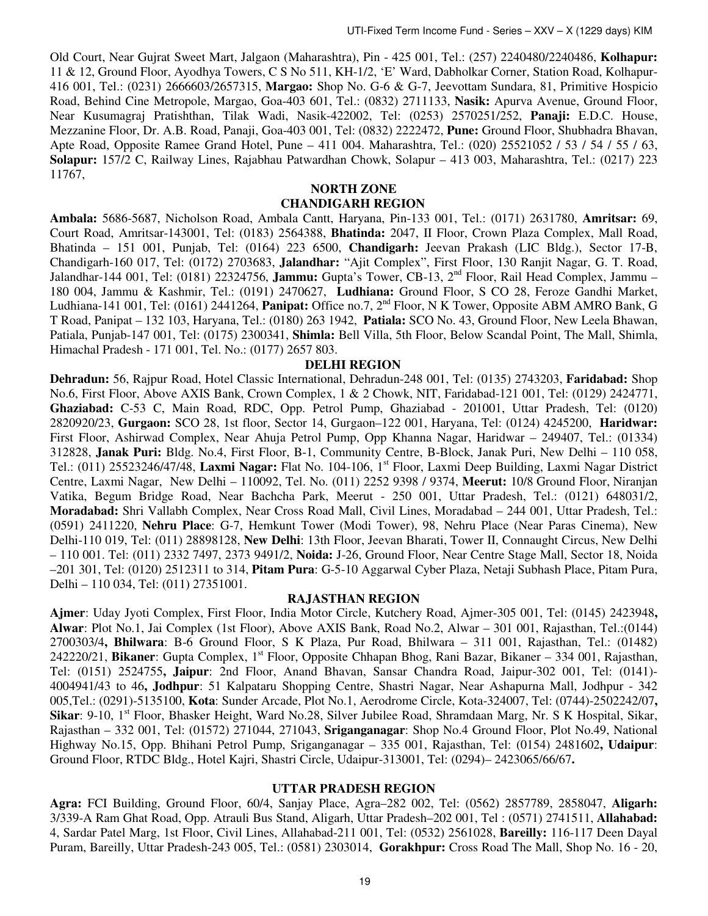Old Court, Near Gujrat Sweet Mart, Jalgaon (Maharashtra), Pin - 425 001, Tel.: (257) 2240480/2240486, **Kolhapur:** 11 & 12, Ground Floor, Ayodhya Towers, C S No 511, KH-1/2, 'E' Ward, Dabholkar Corner, Station Road, Kolhapur-416 001, Tel.: (0231) 2666603/2657315, **Margao:** Shop No. G-6 & G-7, Jeevottam Sundara, 81, Primitive Hospicio Road, Behind Cine Metropole, Margao, Goa-403 601, Tel.: (0832) 2711133, **Nasik:** Apurva Avenue, Ground Floor, Near Kusumagraj Pratishthan, Tilak Wadi, Nasik-422002, Tel: (0253) 2570251/252, **Panaji:** E.D.C. House, Mezzanine Floor, Dr. A.B. Road, Panaji, Goa-403 001, Tel: (0832) 2222472, **Pune:** Ground Floor, Shubhadra Bhavan, Apte Road, Opposite Ramee Grand Hotel, Pune – 411 004. Maharashtra, Tel.: (020) 25521052 / 53 / 54 / 55 / 63, **Solapur:** 157/2 C, Railway Lines, Rajabhau Patwardhan Chowk, Solapur – 413 003, Maharashtra, Tel.: (0217) 223 11767,

## NORTH ZONE

### CHANDIGARH REGION

**Ambala:** 5686-5687, Nicholson Road, Ambala Cantt, Haryana, Pin-133 001, Tel.: (0171) 2631780, **Amritsar:** 69, Court Road, Amritsar-143001, Tel: (0183) 2564388, **Bhatinda:** 2047, II Floor, Crown Plaza Complex, Mall Road, Bhatinda – 151 001, Punjab, Tel: (0164) 223 6500, **Chandigarh:** Jeevan Prakash (LIC Bldg.), Sector 17-B, Chandigarh-160 017, Tel: (0172) 2703683, **Jalandhar:** "Ajit Complex", First Floor, 130 Ranjit Nagar, G. T. Road, Jalandhar-144 001, Tel: (0181) 22324756, **Jammu:** Gupta's Tower, CB-13, 2nd Floor, Rail Head Complex, Jammu – 180 004, Jammu & Kashmir, Tel.: (0191) 2470627, **Ludhiana:** Ground Floor, S CO 28, Feroze Gandhi Market, Ludhiana-141 001, Tel: (0161) 2441264, **Panipat:** Office no.7, 2nd Floor, N K Tower, Opposite ABM AMRO Bank, G T Road, Panipat – 132 103, Haryana, Tel.: (0180) 263 1942, **Patiala:** SCO No. 43, Ground Floor, New Leela Bhawan, Patiala, Punjab-147 001, Tel: (0175) 2300341, **Shimla:** Bell Villa, 5th Floor, Below Scandal Point, The Mall, Shimla, Himachal Pradesh - 171 001, Tel. No.: (0177) 2657 803.

### DELHI REGION

**Dehradun:** 56, Rajpur Road, Hotel Classic International, Dehradun-248 001, Tel: (0135) 2743203, **Faridabad:** Shop No.6, First Floor, Above AXIS Bank, Crown Complex, 1 & 2 Chowk, NIT, Faridabad-121 001, Tel: (0129) 2424771, **Ghaziabad:** C-53 C, Main Road, RDC, Opp. Petrol Pump, Ghaziabad - 201001, Uttar Pradesh, Tel: (0120) 2820920/23, **Gurgaon:** SCO 28, 1st floor, Sector 14, Gurgaon–122 001, Haryana, Tel: (0124) 4245200, **Haridwar:** First Floor, Ashirwad Complex, Near Ahuja Petrol Pump, Opp Khanna Nagar, Haridwar – 249407, Tel.: (01334) 312828, **Janak Puri:** Bldg. No.4, First Floor, B-1, Community Centre, B-Block, Janak Puri, New Delhi – 110 058, Tel.: (011) 25523246/47/48, **Laxmi Nagar:** Flat No. 104-106, 1st Floor, Laxmi Deep Building, Laxmi Nagar District Centre, Laxmi Nagar, New Delhi – 110092, Tel. No. (011) 2252 9398 / 9374, **Meerut:** 10/8 Ground Floor, Niranjan Vatika, Begum Bridge Road, Near Bachcha Park, Meerut - 250 001, Uttar Pradesh, Tel.: (0121) 648031/2, **Moradabad:** Shri Vallabh Complex, Near Cross Road Mall, Civil Lines, Moradabad – 244 001, Uttar Pradesh, Tel.: (0591) 2411220, **Nehru Place**: G-7, Hemkunt Tower (Modi Tower), 98, Nehru Place (Near Paras Cinema), New Delhi-110 019, Tel: (011) 28898128, **New Delhi**: 13th Floor, Jeevan Bharati, Tower II, Connaught Circus, New Delhi – 110 001. Tel: (011) 2332 7497, 2373 9491/2, **Noida:** J-26, Ground Floor, Near Centre Stage Mall, Sector 18, Noida –201 301, Tel: (0120) 2512311 to 314, **Pitam Pura**: G-5-10 Aggarwal Cyber Plaza, Netaji Subhash Place, Pitam Pura, Delhi – 110 034, Tel: (011) 27351001.

### RAJASTHAN REGION

**Ajmer**: Uday Jyoti Complex, First Floor, India Motor Circle, Kutchery Road, Ajmer-305 001, Tel: (0145) 2423948**, Alwar**: Plot No.1, Jai Complex (1st Floor), Above AXIS Bank, Road No.2, Alwar – 301 001, Rajasthan, Tel.:(0144) 2700303/4**, Bhilwara**: B-6 Ground Floor, S K Plaza, Pur Road, Bhilwara – 311 001, Rajasthan, Tel.: (01482) 242220/21, **Bikaner**: Gupta Complex, 1st Floor, Opposite Chhapan Bhog, Rani Bazar, Bikaner – 334 001, Rajasthan, Tel: (0151) 2524755**, Jaipur**: 2nd Floor, Anand Bhavan, Sansar Chandra Road, Jaipur-302 001, Tel: (0141)-4004941/43 to 46**, Jodhpur**: 51 Kalpataru Shopping Centre, Shastri Nagar, Near Ashapurna Mall, Jodhpur - 342 005,Tel.: (0291)-5135100, **Kota**: Sunder Arcade, Plot No.1, Aerodrome Circle, Kota-324007, Tel: (0744)-2502242/07**, Sikar**: 9-10, 1st Floor, Bhasker Height, Ward No.28, Silver Jubilee Road, Shramdaan Marg, Nr. S K Hospital, Sikar, Rajasthan – 332 001, Tel: (01572) 271044, 271043, **Sriganganagar**: Shop No.4 Ground Floor, Plot No.49, National Highway No.15, Opp. Bhihani Petrol Pump, Sriganganagar – 335 001, Rajasthan, Tel: (0154) 2481602**, Udaipur**: Ground Floor, RTDC Bldg., Hotel Kajri, Shastri Circle, Udaipur-313001, Tel: (0294)– 2423065/66/67**.**

### UTTAR PRADESH REGION

**Agra:** FCI Building, Ground Floor, 60/4, Sanjay Place, Agra–282 002, Tel: (0562) 2857789, 2858047, **Aligarh:** 3/339-A Ram Ghat Road, Opp. Atrauli Bus Stand, Aligarh, Uttar Pradesh–202 001, Tel : (0571) 2741511, **Allahabad:** 4, Sardar Patel Marg, 1st Floor, Civil Lines, Allahabad-211 001, Tel: (0532) 2561028, **Bareilly:** 116-117 Deen Dayal Puram, Bareilly, Uttar Pradesh-243 005, Tel.: (0581) 2303014, **Gorakhpur:** Cross Road The Mall, Shop No. 16 - 20,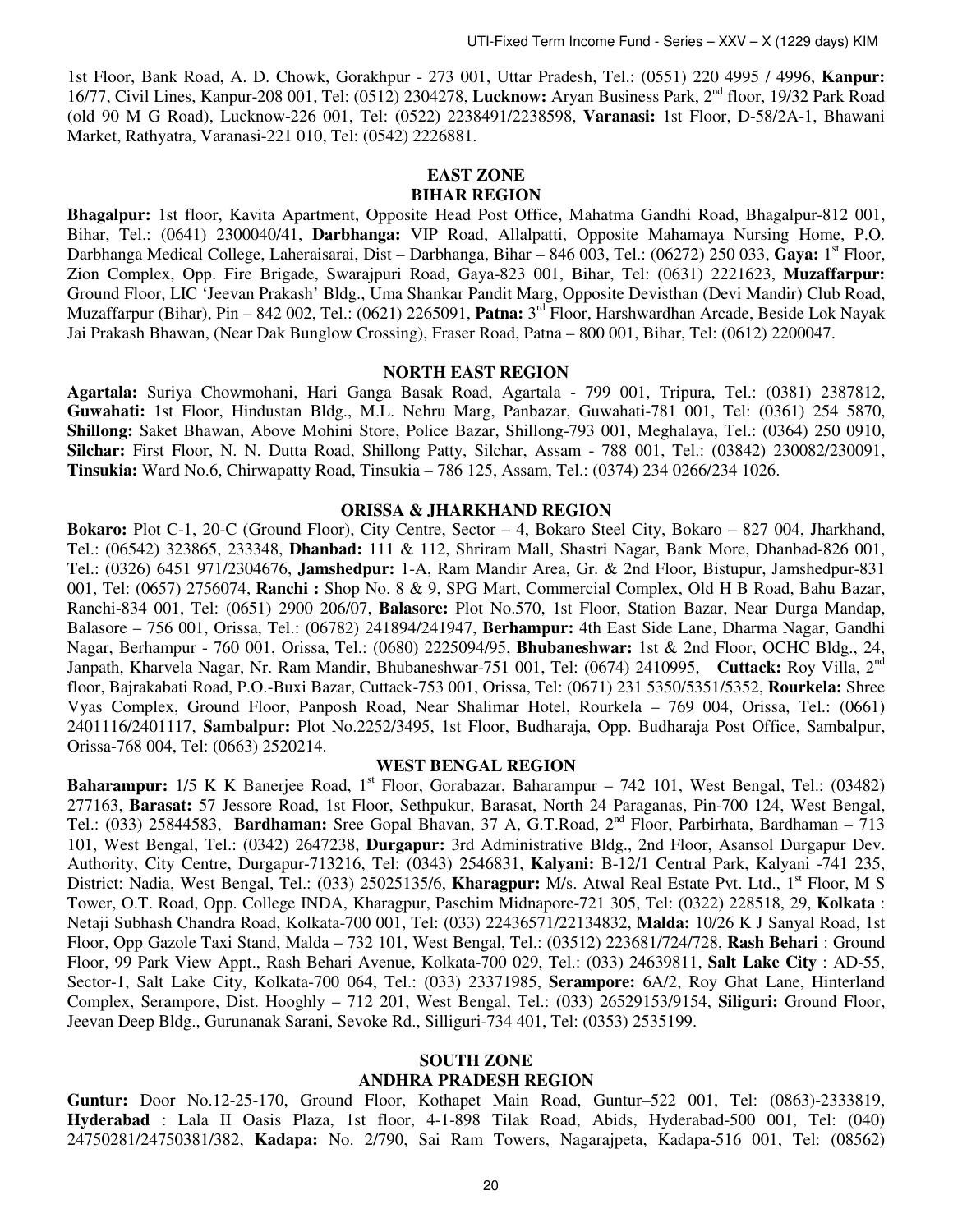1st Floor, Bank Road, A. D. Chowk, Gorakhpur - 273 001, Uttar Pradesh, Tel.: (0551) 220 4995 / 4996, **Kanpur:** 16/77, Civil Lines, Kanpur-208 001, Tel: (0512) 2304278, **Lucknow:** Aryan Business Park, 2nd floor, 19/32 Park Road (old 90 M G Road), Lucknow-226 001, Tel: (0522) 2238491/2238598, **Varanasi:** 1st Floor, D-58/2A-1, Bhawani Market, Rathyatra, Varanasi-221 010, Tel: (0542) 2226881.

## EAST ZONE

### BIHAR REGION

**Bhagalpur:** 1st floor, Kavita Apartment, Opposite Head Post Office, Mahatma Gandhi Road, Bhagalpur-812 001, Bihar, Tel.: (0641) 2300040/41, **Darbhanga:** VIP Road, Allalpatti, Opposite Mahamaya Nursing Home, P.O. Darbhanga Medical College, Laheraisarai, Dist – Darbhanga, Bihar – 846 003, Tel.: (06272) 250 033, **Gaya:** 1st Floor, Zion Complex, Opp. Fire Brigade, Swarajpuri Road, Gaya-823 001, Bihar, Tel: (0631) 2221623, **Muzaffarpur:** Ground Floor, LIC 'Jeevan Prakash' Bldg., Uma Shankar Pandit Marg, Opposite Devisthan (Devi Mandir) Club Road, Muzaffarpur (Bihar), Pin – 842 002, Tel.: (0621) 2265091, **Patna:** 3rd Floor, Harshwardhan Arcade, Beside Lok Nayak Jai Prakash Bhawan, (Near Dak Bunglow Crossing), Fraser Road, Patna – 800 001, Bihar, Tel: (0612) 2200047.

### NORTH EAST REGION

**Agartala:** Suriya Chowmohani, Hari Ganga Basak Road, Agartala - 799 001, Tripura, Tel.: (0381) 2387812, **Guwahati:** 1st Floor, Hindustan Bldg., M.L. Nehru Marg, Panbazar, Guwahati-781 001, Tel: (0361) 254 5870, **Shillong:** Saket Bhawan, Above Mohini Store, Police Bazar, Shillong-793 001, Meghalaya, Tel.: (0364) 250 0910, **Silchar:** First Floor, N. N. Dutta Road, Shillong Patty, Silchar, Assam - 788 001, Tel.: (03842) 230082/230091, **Tinsukia:** Ward No.6, Chirwapatty Road, Tinsukia – 786 125, Assam, Tel.: (0374) 234 0266/234 1026.

### ORISSA & JHARKHAND REGION

**Bokaro:** Plot C-1, 20-C (Ground Floor), City Centre, Sector – 4, Bokaro Steel City, Bokaro – 827 004, Jharkhand, Tel.: (06542) 323865, 233348, **Dhanbad:** 111 & 112, Shriram Mall, Shastri Nagar, Bank More, Dhanbad-826 001, Tel.: (0326) 6451 971/2304676, **Jamshedpur:** 1-A, Ram Mandir Area, Gr. & 2nd Floor, Bistupur, Jamshedpur-831 001, Tel: (0657) 2756074, **Ranchi :** Shop No. 8 & 9, SPG Mart, Commercial Complex, Old H B Road, Bahu Bazar, Ranchi-834 001, Tel: (0651) 2900 206/07, **Balasore:** Plot No.570, 1st Floor, Station Bazar, Near Durga Mandap, Balasore – 756 001, Orissa, Tel.: (06782) 241894/241947, **Berhampur:** 4th East Side Lane, Dharma Nagar, Gandhi Nagar, Berhampur - 760 001, Orissa, Tel.: (0680) 2225094/95, **Bhubaneshwar:** 1st & 2nd Floor, OCHC Bldg., 24, Janpath, Kharvela Nagar, Nr. Ram Mandir, Bhubaneshwar-751 001, Tel: (0674) 2410995, **Cuttack:** Roy Villa, 2nd floor, Bajrakabati Road, P.O.-Buxi Bazar, Cuttack-753 001, Orissa, Tel: (0671) 231 5350/5351/5352, **Rourkela:** Shree Vyas Complex, Ground Floor, Panposh Road, Near Shalimar Hotel, Rourkela – 769 004, Orissa, Tel.: (0661) 2401116/2401117, **Sambalpur:** Plot No.2252/3495, 1st Floor, Budharaja, Opp. Budharaja Post Office, Sambalpur, Orissa-768 004, Tel: (0663) 2520214.

### WEST BENGAL REGION

**Baharampur:** 1/5 K K Banerjee Road, 1st Floor, Gorabazar, Baharampur – 742 101, West Bengal, Tel.: (03482) 277163, **Barasat:** 57 Jessore Road, 1st Floor, Sethpukur, Barasat, North 24 Paraganas, Pin-700 124, West Bengal, Tel.: (033) 25844583, **Bardhaman:** Sree Gopal Bhavan, 37 A, G.T.Road, 2nd Floor, Parbirhata, Bardhaman – 713 101, West Bengal, Tel.: (0342) 2647238, **Durgapur:** 3rd Administrative Bldg., 2nd Floor, Asansol Durgapur Dev. Authority, City Centre, Durgapur-713216, Tel: (0343) 2546831, **Kalyani:** B-12/1 Central Park, Kalyani -741 235, District: Nadia, West Bengal, Tel.: (033) 25025135/6, **Kharagpur:** M/s. Atwal Real Estate Pvt. Ltd., 1st Floor, M S Tower, O.T. Road, Opp. College INDA, Kharagpur, Paschim Midnapore-721 305, Tel: (0322) 228518, 29, **Kolkata** : Netaji Subhash Chandra Road, Kolkata-700 001, Tel: (033) 22436571/22134832, **Malda:** 10/26 K J Sanyal Road, 1st Floor, Opp Gazole Taxi Stand, Malda – 732 101, West Bengal, Tel.: (03512) 223681/724/728, **Rash Behari** : Ground Floor, 99 Park View Appt., Rash Behari Avenue, Kolkata-700 029, Tel.: (033) 24639811, **Salt Lake City** : AD-55, Sector-1, Salt Lake City, Kolkata-700 064, Tel.: (033) 23371985, **Serampore:** 6A/2, Roy Ghat Lane, Hinterland Complex, Serampore, Dist. Hooghly – 712 201, West Bengal, Tel.: (033) 26529153/9154, **Siliguri:** Ground Floor, Jeevan Deep Bldg., Gurunanak Sarani, Sevoke Rd., Silliguri-734 401, Tel: (0353) 2535199.

## SOUTH ZONE

### ANDHRA PRADESH REGION

**Guntur:** Door No.12-25-170, Ground Floor, Kothapet Main Road, Guntur–522 001, Tel: (0863)-2333819, **Hyderabad** : Lala II Oasis Plaza, 1st floor, 4-1-898 Tilak Road, Abids, Hyderabad-500 001, Tel: (040) 24750281/24750381/382, **Kadapa:** No. 2/790, Sai Ram Towers, Nagarajpeta, Kadapa-516 001, Tel: (08562)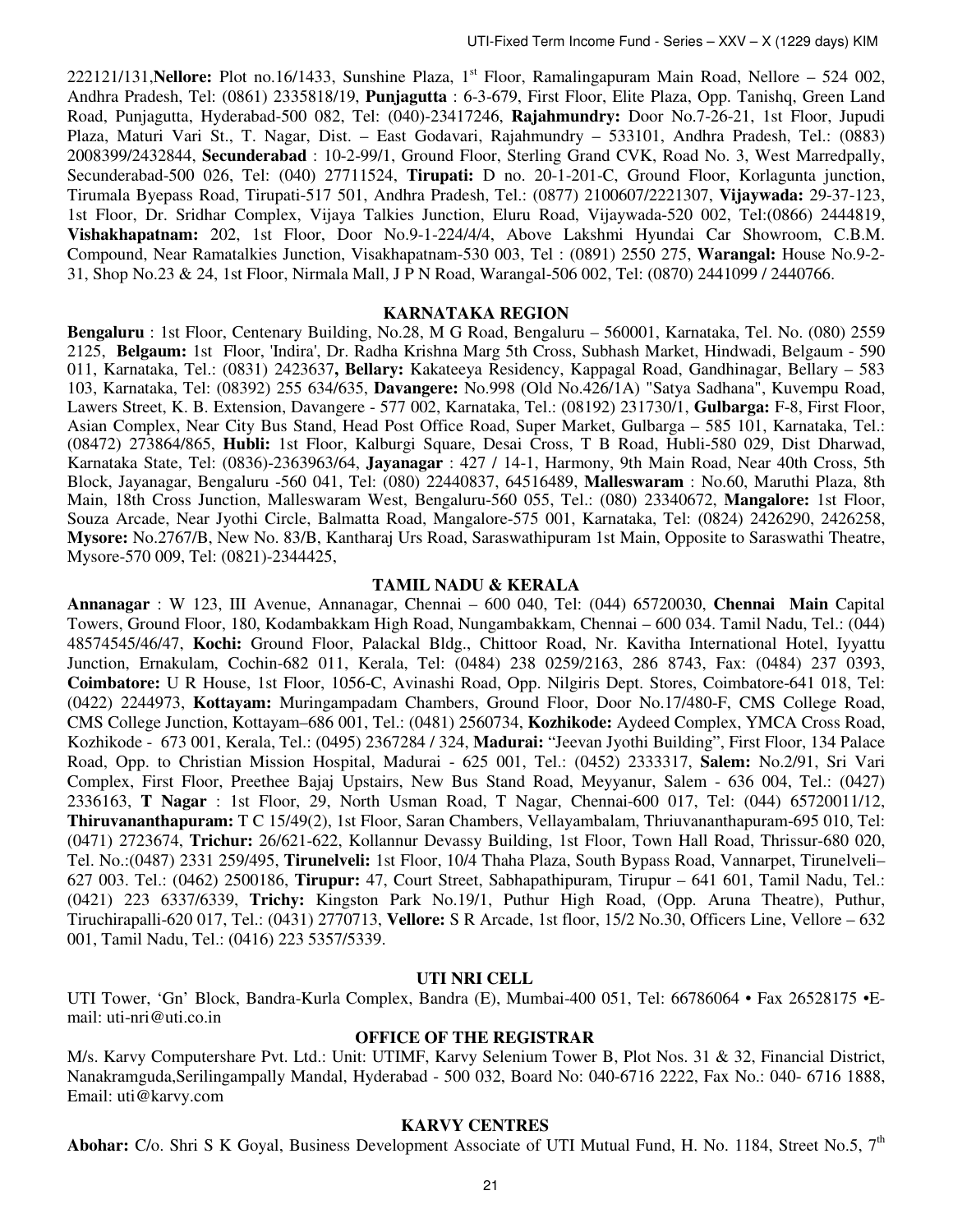222121/131, **Nellore:** Plot no.16/1433, Sunshine Plaza, 1st Floor, Ramalingapuram Main Road, Nellore – 524 002, Andhra Pradesh, Tel: (0861) 2335818/19, **Punjagutta** : 6-3-679, First Floor, Elite Plaza, Opp. Tanishq, Green Land Road, Punjagutta, Hyderabad-500 082, Tel: (040)-23417246, **Rajahmundry:** Door No.7-26-21, 1st Floor, Jupudi Plaza, Maturi Vari St., T. Nagar, Dist. – East Godavari, Rajahmundry – 533101, Andhra Pradesh, Tel.: (0883) 2008399/2432844, **Secunderabad** : 10-2-99/1, Ground Floor, Sterling Grand CVK, Road No. 3, West Marredpally, Secunderabad-500 026, Tel: (040) 27711524, **Tirupati:** D no. 20-1-201-C, Ground Floor, Korlagunta junction, Tirumala Byepass Road, Tirupati-517 501, Andhra Pradesh, Tel.: (0877) 2100607/2221307, **Vijaywada:** 29-37-123, 1st Floor, Dr. Sridhar Complex, Vijaya Talkies Junction, Eluru Road, Vijaywada-520 002, Tel:(0866) 2444819, **Vishakhapatnam:** 202, 1st Floor, Door No.9-1-224/4/4, Above Lakshmi Hyundai Car Showroom, C.B.M. Compound, Near Ramatalkies Junction, Visakhapatnam-530 003, Tel : (0891) 2550 275, **Warangal:** House No.9-2-31, Shop No.23 & 24, 1st Floor, Nirmala Mall, J P N Road, Warangal-506 002, Tel: (0870) 2441099 / 2440766.

## KARNATAKA REGION

**Bengaluru** : 1st Floor, Centenary Building, No.28, M G Road, Bengaluru – 560001, Karnataka, Tel. No. (080) 2559 2125, **Belgaum:** 1st Floor, 'Indira', Dr. Radha Krishna Marg 5th Cross, Subhash Market, Hindwadi, Belgaum - 590 011, Karnataka, Tel.: (0831) 2423637**, Bellary:** Kakateeya Residency, Kappagal Road, Gandhinagar, Bellary – 583 103, Karnataka, Tel: (08392) 255 634/635, **Davangere:** No.998 (Old No.426/1A) "Satya Sadhana", Kuvempu Road, Lawers Street, K. B. Extension, Davangere - 577 002, Karnataka, Tel.: (08192) 231730/1, **Gulbarga:** F-8, First Floor, Asian Complex, Near City Bus Stand, Head Post Office Road, Super Market, Gulbarga – 585 101, Karnataka, Tel.: (08472) 273864/865, **Hubli:** 1st Floor, Kalburgi Square, Desai Cross, T B Road, Hubli-580 029, Dist Dharwad, Karnataka State, Tel: (0836)-2363963/64, **Jayanagar** : 427 / 14-1, Harmony, 9th Main Road, Near 40th Cross, 5th Block, Jayanagar, Bengaluru -560 041, Tel: (080) 22440837, 64516489, **Malleswaram** : No.60, Maruthi Plaza, 8th Main, 18th Cross Junction, Malleswaram West, Bengaluru-560 055, Tel.: (080) 23340672, **Mangalore:** 1st Floor, Souza Arcade, Near Jyothi Circle, Balmatta Road, Mangalore-575 001, Karnataka, Tel: (0824) 2426290, 2426258, **Mysore:** No.2767/B, New No. 83/B, Kantharaj Urs Road, Saraswathipuram 1st Main, Opposite to Saraswathi Theatre, Mysore-570 009, Tel: (0821)-2344425,

## TAMIL NADU & KERALA

**Annanagar** : W 123, III Avenue, Annanagar, Chennai – 600 040, Tel: (044) 65720030, **Chennai Main** Capital Towers, Ground Floor, 180, Kodambakkam High Road, Nungambakkam, Chennai – 600 034. Tamil Nadu, Tel.: (044) 48574545/46/47, **Kochi:** Ground Floor, Palackal Bldg., Chittoor Road, Nr. Kavitha International Hotel, Iyyattu Junction, Ernakulam, Cochin-682 011, Kerala, Tel: (0484) 238 0259/2163, 286 8743, Fax: (0484) 237 0393, **Coimbatore:** U R House, 1st Floor, 1056-C, Avinashi Road, Opp. Nilgiris Dept. Stores, Coimbatore-641 018, Tel: (0422) 2244973, **Kottayam:** Muringampadam Chambers, Ground Floor, Door No.17/480-F, CMS College Road, CMS College Junction, Kottayam–686 001, Tel.: (0481) 2560734, **Kozhikode:** Aydeed Complex, YMCA Cross Road, Kozhikode - 673 001, Kerala, Tel.: (0495) 2367284 / 324, **Madurai:** "Jeevan Jyothi Building", First Floor, 134 Palace Road, Opp. to Christian Mission Hospital, Madurai - 625 001, Tel.: (0452) 2333317, **Salem:** No.2/91, Sri Vari Complex, First Floor, Preethee Bajaj Upstairs, New Bus Stand Road, Meyyanur, Salem - 636 004, Tel.: (0427) 2336163, **T Nagar** : 1st Floor, 29, North Usman Road, T Nagar, Chennai-600 017, Tel: (044) 65720011/12, **Thiruvananthapuram:** T C 15/49(2), 1st Floor, Saran Chambers, Vellayambalam, Thriuvananthapuram-695 010, Tel: (0471) 2723674, **Trichur:** 26/621-622, Kollannur Devassy Building, 1st Floor, Town Hall Road, Thrissur-680 020, Tel. No.:(0487) 2331 259/495, **Tirunelveli:** 1st Floor, 10/4 Thaha Plaza, South Bypass Road, Vannarpet, Tirunelveli– 627 003. Tel.: (0462) 2500186, **Tirupur:** 47, Court Street, Sabhapathipuram, Tirupur – 641 601, Tamil Nadu, Tel.: (0421) 223 6337/6339, **Trichy:** Kingston Park No.19/1, Puthur High Road, (Opp. Aruna Theatre), Puthur, Tiruchirapalli-620 017, Tel.: (0431) 2770713, **Vellore:** S R Arcade, 1st floor, 15/2 No.30, Officers Line, Vellore – 632 001, Tamil Nadu, Tel.: (0416) 223 5357/5339.

## UTI NRI CELL

UTI Tower, 'Gn' Block, Bandra-Kurla Complex, Bandra (E), Mumbai-400 051, Tel: 66786064 • Fax 26528175 •E-mail: uti-nri@uti.co.in

## OFFICE OF THE REGISTRAR

M/s. Karvy Computershare Pvt. Ltd.: Unit: UTIMF, Karvy Selenium Tower B, Plot Nos. 31 & 32, Financial District, Nanakramguda,Serilingampally Mandal, Hyderabad - 500 032, Board No: 040-6716 2222, Fax No.: 040- 6716 1888, Email: uti@karvy.com

## KARVY CENTRES

**Abohar:** C/o. Shri S K Goyal, Business Development Associate of UTI Mutual Fund, H. No. 1184, Street No.5, 7th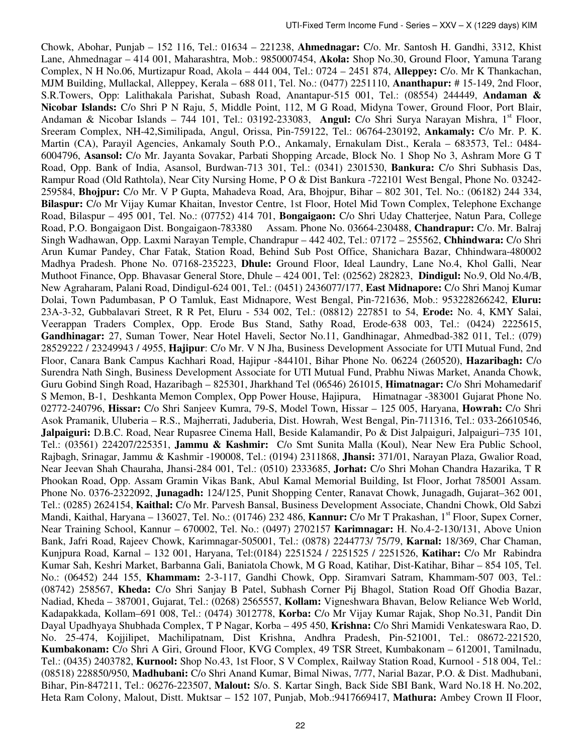Chowk, Abohar, Punjab – 152 116, Tel.: 01634 – 221238, **Ahmednagar:** C/o. Mr. Santosh H. Gandhi, 3312, Khist Lane, Ahmednagar – 414 001, Maharashtra, Mob.: 9850007454, **Akola:** Shop No.30, Ground Floor, Yamuna Tarang Complex, N H No.06, Murtizapur Road, Akola – 444 004, Tel.: 0724 – 2451 874, **Alleppey:** C/o. Mr K Thankachan, MJM Building, Mullackal, Alleppey, Kerala – 688 011, Tel. No.: (0477) 2251110, **Ananthapur:** # 15-149, 2nd Floor, S.R.Towers, Opp: Lalithakala Parishat, Subash Road, Anantapur-515 001, Tel.: (08554) 244449, **Andaman & Nicobar Islands:** C/o Shri P N Raju, 5, Middle Point, 112, M G Road, Midyna Tower, Ground Floor, Port Blair, Andaman & Nicobar Islands – 744 101, Tel.: 03192-233083, **Angul:** C/o Shri Surya Narayan Mishra, 1st Floor, Sreeram Complex, NH-42,Similipada, Angul, Orissa, Pin-759122, Tel.: 06764-230192, **Ankamaly:** C/o Mr. P. K. Martin (CA), Parayil Agencies, Ankamaly South P.O., Ankamaly, Ernakulam Dist., Kerala – 683573, Tel.: 0484-6004796, **Asansol:** C/o Mr. Jayanta Sovakar, Parbati Shopping Arcade, Block No. 1 Shop No 3, Ashram More G T Road, Opp. Bank of India, Asansol, Burdwan-713 301, Tel.: (0341) 2301530, **Bankura:** C/o Shri Subhasis Das, Rampur Road (Old Rathtola), Near City Nursing Home, P O & Dist Bankura -722101 West Bengal, Phone No. 03242-259584, **Bhojpur:** C/o Mr. V P Gupta, Mahadeva Road, Ara, Bhojpur, Bihar – 802 301, Tel. No.: (06182) 244 334, **Bilaspur:** C/o Mr Vijay Kumar Khaitan, Investor Centre, 1st Floor, Hotel Mid Town Complex, Telephone Exchange Road, Bilaspur – 495 001, Tel. No.: (07752) 414 701, **Bongaigaon:** C/o Shri Uday Chatterjee, Natun Para, College Road, P.O. Bongaigaon Dist. Bongaigaon-783380 Assam. Phone No. 03664-230488, **Chandrapur:** C/o. Mr. Balraj Singh Wadhawan, Opp. Laxmi Narayan Temple, Chandrapur – 442 402, Tel.: 07172 – 255562, **Chhindwara:** C/o Shri Arun Kumar Pandey, Char Fatak, Station Road, Behind Sub Post Office, Shanichara Bazar, Chhindwara-480002 Madhya Pradesh. Phone No. 07168-235223, **Dhule:** Ground Floor, Ideal Laundry, Lane No.4, Khol Galli, Near Muthoot Finance, Opp. Bhavasar General Store, Dhule – 424 001, Tel: (02562) 282823, **Dindigul:** No.9, Old No.4/B, New Agraharam, Palani Road, Dindigul-624 001, Tel.: (0451) 2436077/177, **East Midnapore:** C/o Shri Manoj Kumar Dolai, Town Padumbasan, P O Tamluk, East Midnapore, West Bengal, Pin-721636, Mob.: 953228266242, **Eluru:** 23A-3-32, Gubbalavari Street, R R Pet, Eluru - 534 002, Tel.: (08812) 227851 to 54, **Erode:** No. 4, KMY Salai, Veerappan Traders Complex, Opp. Erode Bus Stand, Sathy Road, Erode-638 003, Tel.: (0424) 2225615, **Gandhinagar:** 27, Suman Tower, Near Hotel Haveli, Sector No.11, Gandhinagar, Ahmedbad-382 011, Tel.: (079) 28529222 / 23249943 / 4955, **Hajipur**: C/o Mr. V N Jha, Business Development Associate for UTI Mutual Fund, 2nd Floor, Canara Bank Campus Kachhari Road, Hajipur -844101, Bihar Phone No. 06224 (260520), **Hazaribagh:** C/o Surendra Nath Singh, Business Development Associate for UTI Mutual Fund, Prabhu Niwas Market, Ananda Chowk, Guru Gobind Singh Road, Hazaribagh – 825301, Jharkhand Tel (06546) 261015, **Himatnagar:** C/o Shri Mohamedarif S Memon, B-1, Deshkanta Memon Complex, Opp Power House, Hajipura, Himatnagar -383001 Gujarat Phone No. 02772-240796, **Hissar:** C/o Shri Sanjeev Kumra, 79-S, Model Town, Hissar – 125 005, Haryana, **Howrah:** C/o Shri Asok Pramanik, Uluberia – R.S., Majherrati, Jaduberia, Dist. Howrah, West Bengal, Pin-711316, Tel.: 033-26610546, **Jalpaiguri:** D.B.C. Road, Near Rupasree Cinema Hall, Beside Kalamandir, Po & Dist Jalpaiguri, Jalpaiguri–735 101, Tel.: (03561) 224207/225351, **Jammu & Kashmir:** C/o Smt Sunita Malla (Koul), Near New Era Public School, Rajbagh, Srinagar, Jammu & Kashmir -190008, Tel.: (0194) 2311868, **Jhansi:** 371/01, Narayan Plaza, Gwalior Road, Near Jeevan Shah Chauraha, Jhansi-284 001, Tel.: (0510) 2333685, **Jorhat:** C/o Shri Mohan Chandra Hazarika, T R Phookan Road, Opp. Assam Gramin Vikas Bank, Abul Kamal Memorial Building, Ist Floor, Jorhat 785001 Assam. Phone No. 0376-2322092, **Junagadh:** 124/125, Punit Shopping Center, Ranavat Chowk, Junagadh, Gujarat–362 001, Tel.: (0285) 2624154, **Kaithal:** C/o Mr. Parvesh Bansal, Business Development Associate, Chandni Chowk, Old Sabzi Mandi, Kaithal, Haryana – 136027, Tel. No.: (01746) 232 486, **Kannur:** C/o Mr T Prakashan, 1st Floor, Supex Corner, Near Training School, Kannur – 670002, Tel. No.: (0497) 2702157 **Karimnagar:** H. No.4-2-130/131, Above Union Bank, Jafri Road, Rajeev Chowk, Karimnagar-505001, Tel.: (0878) 2244773/ 75/79, **Karnal:** 18/369, Char Chaman, Kunjpura Road, Karnal – 132 001, Haryana, Tel:(0184) 2251524 / 2251525 / 2251526, **Katihar:** C/o Mr Rabindra Kumar Sah, Keshri Market, Barbanna Gali, Baniatola Chowk, M G Road, Katihar, Dist-Katihar, Bihar – 854 105, Tel. No.: (06452) 244 155, **Khammam:** 2-3-117, Gandhi Chowk, Opp. Siramvari Satram, Khammam-507 003, Tel.: (08742) 258567, **Kheda:** C/o Shri Sanjay B Patel, Subhash Corner Pij Bhagol, Station Road Off Ghodia Bazar, Nadiad, Kheda – 387001, Gujarat, Tel.: (0268) 2565557, **Kollam:** Vigneshwara Bhavan, Below Reliance Web World, Kadapakkada, Kollam–691 008, Tel.: (0474) 3012778, **Korba:** C/o Mr Vijay Kumar Rajak, Shop No.31, Pandit Din Dayal Upadhyaya Shubhada Complex, T P Nagar, Korba – 495 450, **Krishna:** C/o Shri Mamidi Venkateswara Rao, D. No. 25-474, Kojjilipet, Machilipatnam, Dist Krishna, Andhra Pradesh, Pin-521001, Tel.: 08672-221520, **Kumbakonam:** C/o Shri A Giri, Ground Floor, KVG Complex, 49 TSR Street, Kumbakonam – 612001, Tamilnadu, Tel.: (0435) 2403782, **Kurnool:** Shop No.43, 1st Floor, S V Complex, Railway Station Road, Kurnool - 518 004, Tel.: (08518) 228850/950, **Madhubani:** C/o Shri Anand Kumar, Bimal Niwas, 7/77, Narial Bazar, P.O. & Dist. Madhubani, Bihar, Pin-847211, Tel.: 06276-223507, **Malout:** S/o. S. Kartar Singh, Back Side SBI Bank, Ward No.18 H. No.202, Heta Ram Colony, Malout, Distt. Muktsar – 152 107, Punjab, Mob.:9417669417, **Mathura:** Ambey Crown II Floor,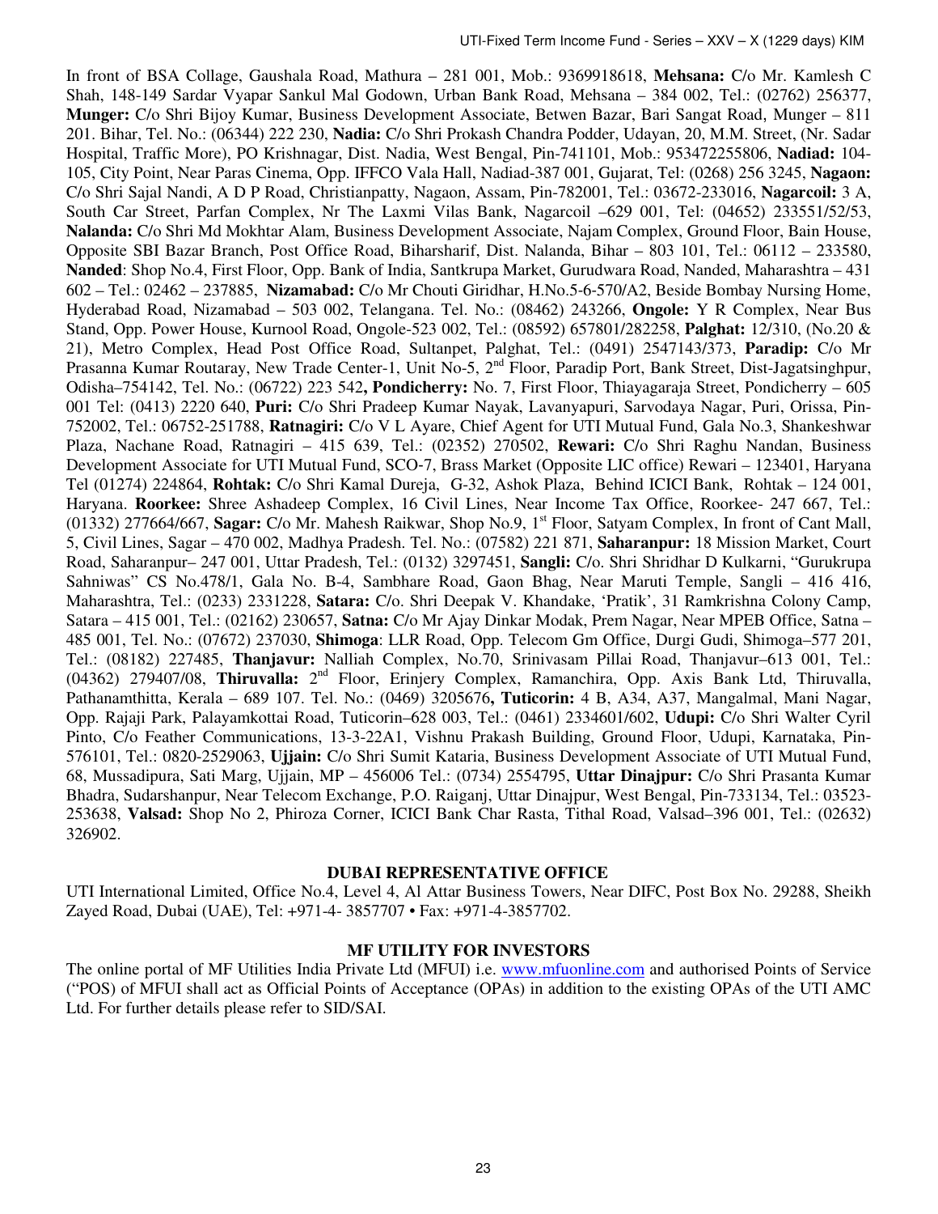In front of BSA Collage, Gaushala Road, Mathura – 281 001, Mob.: 9369918618, **Mehsana:** C/o Mr. Kamlesh C Shah, 148-149 Sardar Vyapar Sankul Mal Godown, Urban Bank Road, Mehsana – 384 002, Tel.: (02762) 256377, **Munger:** C/o Shri Bijoy Kumar, Business Development Associate, Betwen Bazar, Bari Sangat Road, Munger – 811 201. Bihar, Tel. No.: (06344) 222 230, **Nadia:** C/o Shri Prokash Chandra Podder, Udayan, 20, M.M. Street, (Nr. Sadar Hospital, Traffic More), PO Krishnagar, Dist. Nadia, West Bengal, Pin-741101, Mob.: 953472255806, **Nadiad:** 104-105, City Point, Near Paras Cinema, Opp. IFFCO Vala Hall, Nadiad-387 001, Gujarat, Tel: (0268) 256 3245, **Nagaon:** C/o Shri Sajal Nandi, A D P Road, Christianpatty, Nagaon, Assam, Pin-782001, Tel.: 03672-233016, **Nagarcoil:** 3 A, South Car Street, Parfan Complex, Nr The Laxmi Vilas Bank, Nagarcoil –629 001, Tel: (04652) 233551/52/53, **Nalanda:** C/o Shri Md Mokhtar Alam, Business Development Associate, Najam Complex, Ground Floor, Bain House, Opposite SBI Bazar Branch, Post Office Road, Biharsharif, Dist. Nalanda, Bihar – 803 101, Tel.: 06112 – 233580, **Nanded**: Shop No.4, First Floor, Opp. Bank of India, Santkrupa Market, Gurudwara Road, Nanded, Maharashtra – 431 602 – Tel.: 02462 – 237885, **Nizamabad:** C/o Mr Chouti Giridhar, H.No.5-6-570/A2, Beside Bombay Nursing Home, Hyderabad Road, Nizamabad – 503 002, Telangana. Tel. No.: (08462) 243266, **Ongole:** Y R Complex, Near Bus Stand, Opp. Power House, Kurnool Road, Ongole-523 002, Tel.: (08592) 657801/282258, **Palghat:** 12/310, (No.20 & 21), Metro Complex, Head Post Office Road, Sultanpet, Palghat, Tel.: (0491) 2547143/373, **Paradip:** C/o Mr Prasanna Kumar Routaray, New Trade Center-1, Unit No-5, 2nd Floor, Paradip Port, Bank Street, Dist-Jagatsinghpur, Odisha–754142, Tel. No.: (06722) 223 542**, Pondicherry:** No. 7, First Floor, Thiayagaraja Street, Pondicherry – 605 001 Tel: (0413) 2220 640, **Puri:** C/o Shri Pradeep Kumar Nayak, Lavanyapuri, Sarvodaya Nagar, Puri, Orissa, Pin-752002, Tel.: 06752-251788, **Ratnagiri:** C/o V L Ayare, Chief Agent for UTI Mutual Fund, Gala No.3, Shankeshwar Plaza, Nachane Road, Ratnagiri – 415 639, Tel.: (02352) 270502, **Rewari:** C/o Shri Raghu Nandan, Business Development Associate for UTI Mutual Fund, SCO-7, Brass Market (Opposite LIC office) Rewari – 123401, Haryana Tel (01274) 224864, **Rohtak:** C/o Shri Kamal Dureja, G-32, Ashok Plaza, Behind ICICI Bank, Rohtak – 124 001, Haryana. **Roorkee:** Shree Ashadeep Complex, 16 Civil Lines, Near Income Tax Office, Roorkee- 247 667, Tel.: (01332) 277664/667, **Sagar:** C/o Mr. Mahesh Raikwar, Shop No.9, 1st Floor, Satyam Complex, In front of Cant Mall, 5, Civil Lines, Sagar – 470 002, Madhya Pradesh. Tel. No.: (07582) 221 871, **Saharanpur:** 18 Mission Market, Court Road, Saharanpur– 247 001, Uttar Pradesh, Tel.: (0132) 3297451, **Sangli:** C/o. Shri Shridhar D Kulkarni, "Gurukrupa Sahniwas" CS No.478/1, Gala No. B-4, Sambhare Road, Gaon Bhag, Near Maruti Temple, Sangli – 416 416, Maharashtra, Tel.: (0233) 2331228, **Satara:** C/o. Shri Deepak V. Khandake, 'Pratik', 31 Ramkrishna Colony Camp, Satara – 415 001, Tel.: (02162) 230657, **Satna:** C/o Mr Ajay Dinkar Modak, Prem Nagar, Near MPEB Office, Satna – 485 001, Tel. No.: (07672) 237030, **Shimoga**: LLR Road, Opp. Telecom Gm Office, Durgi Gudi, Shimoga–577 201, Tel.: (08182) 227485, **Thanjavur:** Nalliah Complex, No.70, Srinivasam Pillai Road, Thanjavur–613 001, Tel.: (04362) 279407/08, **Thiruvalla:** 2nd Floor, Erinjery Complex, Ramanchira, Opp. Axis Bank Ltd, Thiruvalla, Pathanamthitta, Kerala – 689 107. Tel. No.: (0469) 3205676**, Tuticorin:** 4 B, A34, A37, Mangalmal, Mani Nagar, Opp. Rajaji Park, Palayamkottai Road, Tuticorin–628 003, Tel.: (0461) 2334601/602, **Udupi:** C/o Shri Walter Cyril Pinto, C/o Feather Communications, 13-3-22A1, Vishnu Prakash Building, Ground Floor, Udupi, Karnataka, Pin-576101, Tel.: 0820-2529063, **Ujjain:** C/o Shri Sumit Kataria, Business Development Associate of UTI Mutual Fund, 68, Mussadipura, Sati Marg, Ujjain, MP – 456006 Tel.: (0734) 2554795, **Uttar Dinajpur:** C/o Shri Prasanta Kumar Bhadra, Sudarshanpur, Near Telecom Exchange, P.O. Raiganj, Uttar Dinajpur, West Bengal, Pin-733134, Tel.: 03523-253638, **Valsad:** Shop No 2, Phiroza Corner, ICICI Bank Char Rasta, Tithal Road, Valsad–396 001, Tel.: (02632) 326902.

## DUBAI REPRESENTATIVE OFFICE

UTI International Limited, Office No.4, Level 4, Al Attar Business Towers, Near DIFC, Post Box No. 29288, Sheikh Zayed Road, Dubai (UAE), Tel: +971-4- 3857707 • Fax: +971-4-3857702.

## MF UTILITY FOR INVESTORS

The online portal of MF Utilities India Private Ltd (MFUI) i.e. www.mfuonline.com and authorised Points of Service ("POS) of MFUI shall act as Official Points of Acceptance (OPAs) in addition to the existing OPAs of the UTI AMC Ltd. For further details please refer to SID/SAI.